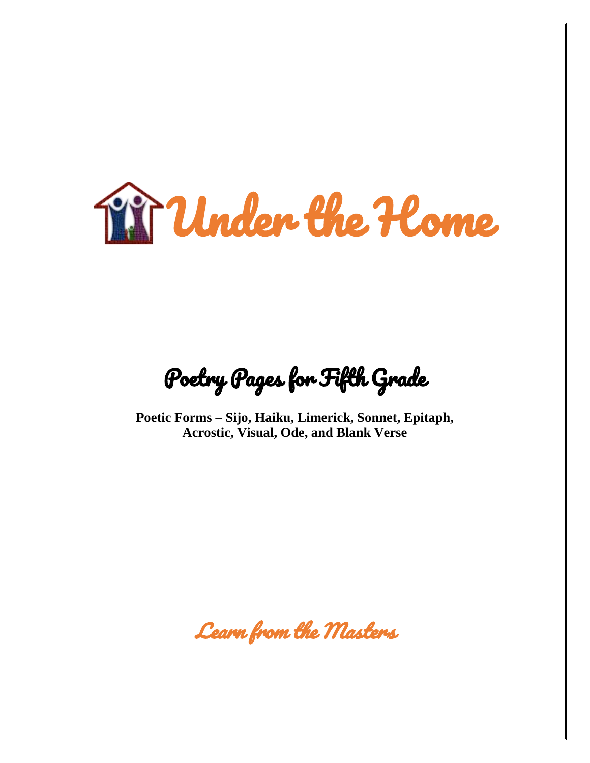# Under the Home

## Poetry Pages for Fifth Grade

**Poetic Forms – Sijo, Haiku, Limerick, Sonnet, Epitaph, Acrostic, Visual, Ode, and Blank Verse**

*Learn from the Masters*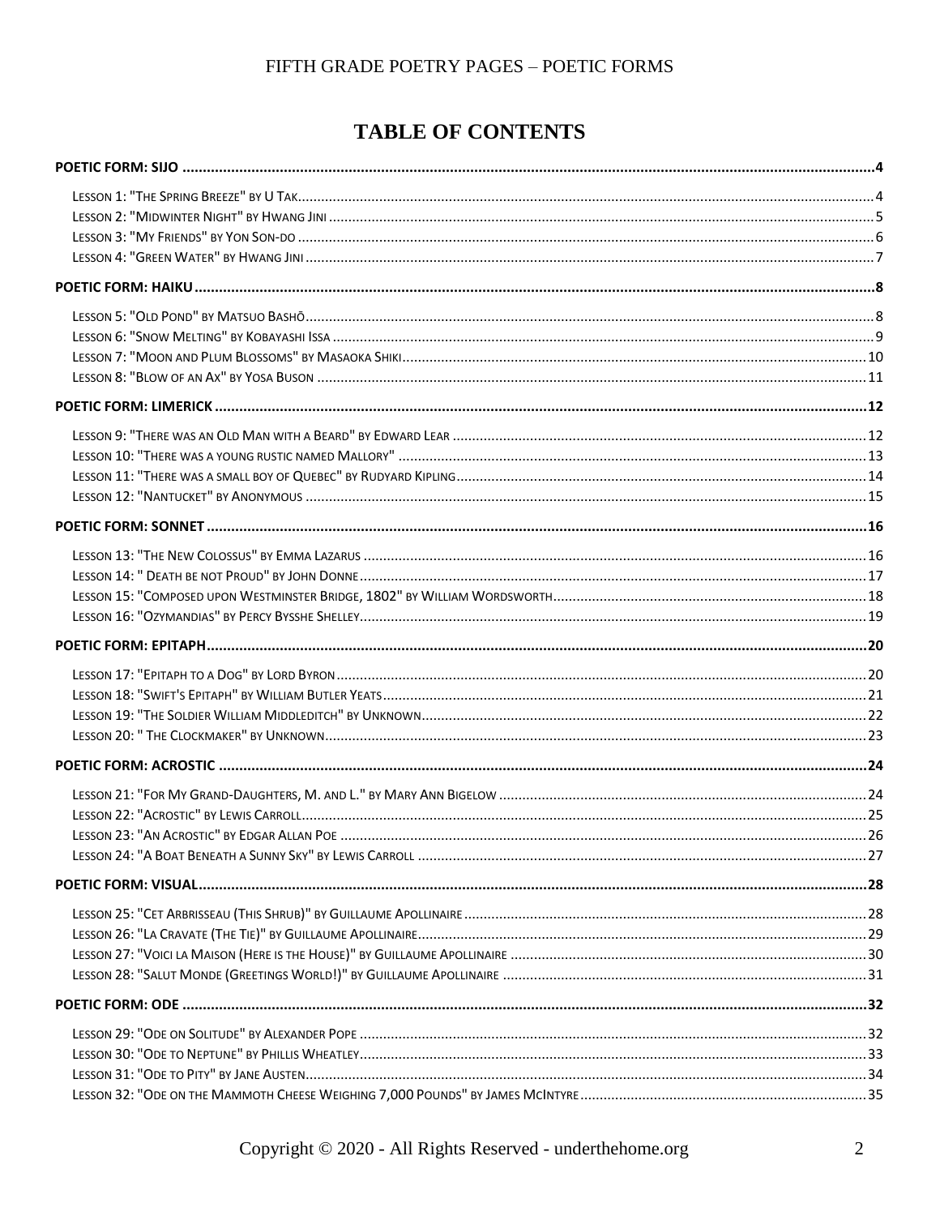# TABLE OF CONTENTS

**POETIC FORM: SIJO** ..... 4

- Lesson 1: "The Spring Breeze" by U Tak ..... 4
- Lesson 2: "Midwinter Night" by Hwang Jini ..... 5
- Lesson 3: "My Friends" by Yon Son-do ..... 6
- Lesson 4: "Green Water" by Hwang Jini ..... 7

**POETIC FORM: HAIKU** ..... 8

- Lesson 5: "Old Pond" by Matsuo Bashō ..... 8
- Lesson 6: "Snow Melting" by Kobayashi Issa ..... 9
- Lesson 7: "Moon and Plum Blossoms" by Masaoka Shiki ..... 10
- Lesson 8: "Blow of an Ax" by Yosa Buson ..... 11

**POETIC FORM: LIMERICK** ..... 12

- Lesson 9: "There was an Old Man with a Beard" by Edward Lear ..... 12
- Lesson 10: "There was a young rustic named Mallory" ..... 13
- Lesson 11: "There was a small boy of Quebec" by Rudyard Kipling ..... 14
- Lesson 12: "Nantucket" by Anonymous ..... 15

**POETIC FORM: SONNET** ..... 16

- Lesson 13: "The New Colossus" by Emma Lazarus ..... 16
- Lesson 14: " Death be not Proud" by John Donne ..... 17
- Lesson 15: "Composed upon Westminster Bridge, 1802" by William Wordsworth ..... 18
- Lesson 16: "Ozymandias" by Percy Bysshe Shelley ..... 19

**POETIC FORM: EPITAPH** ..... 20

- Lesson 17: "Epitaph to a Dog" by Lord Byron ..... 20
- Lesson 18: "Swift's Epitaph" by William Butler Yeats ..... 21
- Lesson 19: "The Soldier William Middleditch" by Unknown ..... 22
- Lesson 20: " The Clockmaker" by Unknown ..... 23

**POETIC FORM: ACROSTIC** ..... 24

- Lesson 21: "For My Grand-Daughters, M. and L." by Mary Ann Bigelow ..... 24
- Lesson 22: "Acrostic" by Lewis Carroll ..... 25
- Lesson 23: "An Acrostic" by Edgar Allan Poe ..... 26
- Lesson 24: "A Boat Beneath a Sunny Sky" by Lewis Carroll ..... 27

**POETIC FORM: VISUAL** ..... 28

- Lesson 25: "Cet Arbrisseau (This Shrub)" by Guillaume Apollinaire ..... 28
- Lesson 26: "La Cravate (The Tie)" by Guillaume Apollinaire ..... 29
- Lesson 27: "Voici la Maison (Here is the House)" by Guillaume Apollinaire ..... 30
- Lesson 28: "Salut Monde (Greetings World!)" by Guillaume Apollinaire ..... 31

**POETIC FORM: ODE** ..... 32

- Lesson 29: "Ode on Solitude" by Alexander Pope ..... 32
- Lesson 30: "Ode to Neptune" by Phillis Wheatley ..... 33
- Lesson 31: "Ode to Pity" by Jane Austen ..... 34
- Lesson 32: "Ode on the Mammoth Cheese Weighing 7,000 Pounds" by James McIntyre ..... 35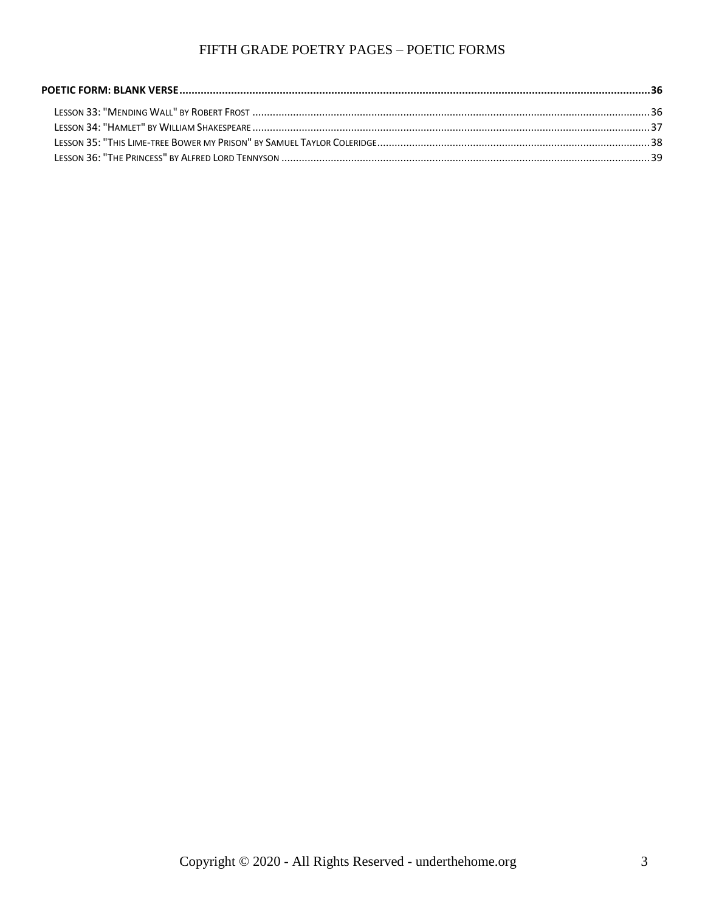**POETIC FORM: BLANK VERSE** .......... 36

- LESSON 33: "MENDING WALL" BY ROBERT FROST .......... 36
- LESSON 34: "HAMLET" BY WILLIAM SHAKESPEARE .......... 37
- LESSON 35: "THIS LIME-TREE BOWER MY PRISON" BY SAMUEL TAYLOR COLERIDGE .......... 38
- LESSON 36: "THE PRINCESS" BY ALFRED LORD TENNYSON .......... 39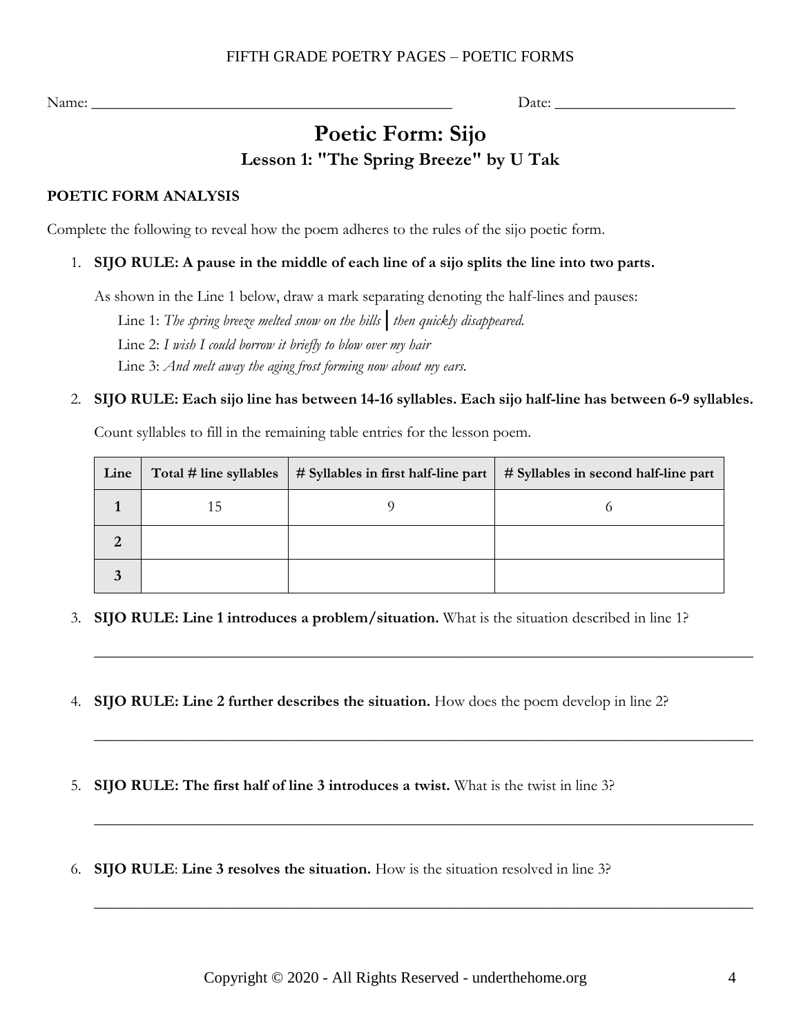Name: ______________________________________________ Date: ______________________

# Poetic Form: Sijo

## Lesson 1: "The Spring Breeze" by U Tak

**POETIC FORM ANALYSIS**

Complete the following to reveal how the poem adheres to the rules of the sijo poetic form.

1. **SIJO RULE: A pause in the middle of each line of a sijo splits the line into two parts.**

   As shown in the Line 1 below, draw a mark separating denoting the half-lines and pauses:

   Line 1: *The spring breeze melted snow on the hills* | *then quickly disappeared.*

   Line 2: *I wish I could borrow it briefly to blow over my hair*

   Line 3: *And melt away the aging frost forming now about my ears.*

2. **SIJO RULE: Each sijo line has between 14-16 syllables. Each sijo half-line has between 6-9 syllables.**

   Count syllables to fill in the remaining table entries for the lesson poem.

| Line | Total # line syllables | # Syllables in first half-line part | # Syllables in second half-line part |
|---|---|---|---|
| **1** | 15 | 9 | 6 |
| **2** | | | |
| **3** | | | |

3. **SIJO RULE: Line 1 introduces a problem/situation.** What is the situation described in line 1?

   ______________________________________________________________________________

4. **SIJO RULE: Line 2 further describes the situation.** How does the poem develop in line 2?

   ______________________________________________________________________________

5. **SIJO RULE: The first half of line 3 introduces a twist.** What is the twist in line 3?

   ______________________________________________________________________________

6. **SIJO RULE**: **Line 3 resolves the situation.** How is the situation resolved in line 3?

   ______________________________________________________________________________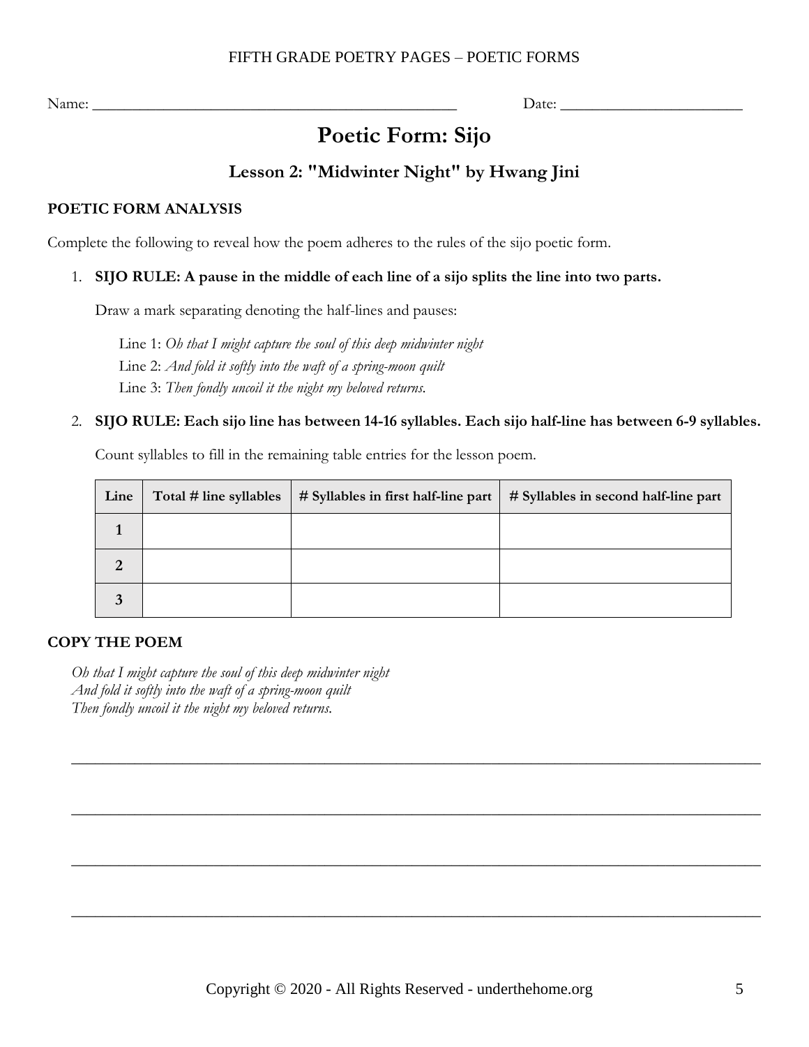Name: ______________________________________________ Date: ______________________

# Poetic Form: Sijo

### Lesson 2: "Midwinter Night" by Hwang Jini

**POETIC FORM ANALYSIS**

Complete the following to reveal how the poem adheres to the rules of the sijo poetic form.

1. **SIJO RULE: A pause in the middle of each line of a sijo splits the line into two parts.**

   Draw a mark separating denoting the half-lines and pauses:

   Line 1: *Oh that I might capture the soul of this deep midwinter night*
   Line 2: *And fold it softly into the waft of a spring-moon quilt*
   Line 3: *Then fondly uncoil it the night my beloved returns.*

2. **SIJO RULE: Each sijo line has between 14-16 syllables. Each sijo half-line has between 6-9 syllables.**

   Count syllables to fill in the remaining table entries for the lesson poem.

| Line | Total # line syllables | # Syllables in first half-line part | # Syllables in second half-line part |
|---|---|---|---|
| 1 | | | |
| 2 | | | |
| 3 | | | |

**COPY THE POEM**

*Oh that I might capture the soul of this deep midwinter night*
*And fold it softly into the waft of a spring-moon quilt*
*Then fondly uncoil it the night my beloved returns.*

_______________________________________________________________________________

_______________________________________________________________________________

_______________________________________________________________________________

_______________________________________________________________________________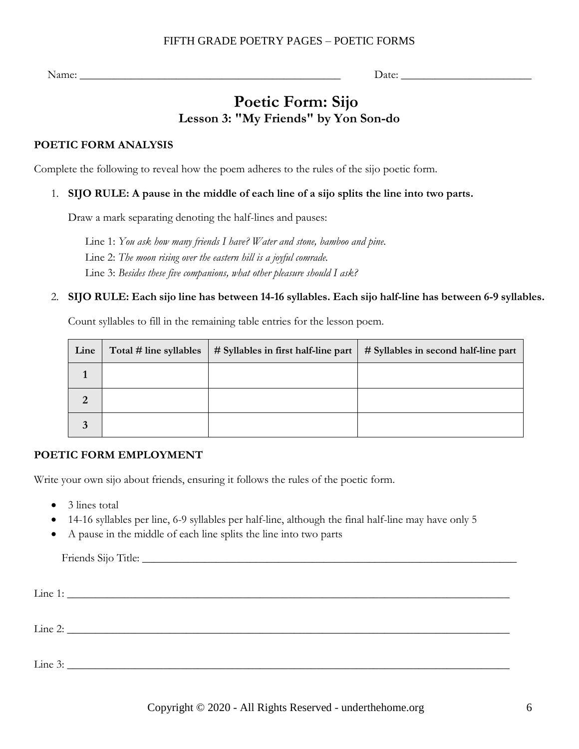Name: ______________________________________________ Date: ______________________

# Poetic Form: Sijo

## Lesson 3: "My Friends" by Yon Son-do

### POETIC FORM ANALYSIS

Complete the following to reveal how the poem adheres to the rules of the sijo poetic form.

1. **SIJO RULE: A pause in the middle of each line of a sijo splits the line into two parts.**

   Draw a mark separating denoting the half-lines and pauses:

   Line 1: *You ask how many friends I have? Water and stone, bamboo and pine.*
   Line 2: *The moon rising over the eastern hill is a joyful comrade.*
   Line 3: *Besides these five companions, what other pleasure should I ask?*

2. **SIJO RULE: Each sijo line has between 14-16 syllables. Each sijo half-line has between 6-9 syllables.**

   Count syllables to fill in the remaining table entries for the lesson poem.

| Line | Total # line syllables | # Syllables in first half-line part | # Syllables in second half-line part |
|---|---|---|---|
| 1 | | | |
| 2 | | | |
| 3 | | | |

### POETIC FORM EMPLOYMENT

Write your own sijo about friends, ensuring it follows the rules of the poetic form.

- 3 lines total
- 14-16 syllables per line, 6-9 syllables per half-line, although the final half-line may have only 5
- A pause in the middle of each line splits the line into two parts

Friends Sijo Title: ______________________________________________________________

Line 1: ______________________________________________________________________

Line 2: ______________________________________________________________________

Line 3: ______________________________________________________________________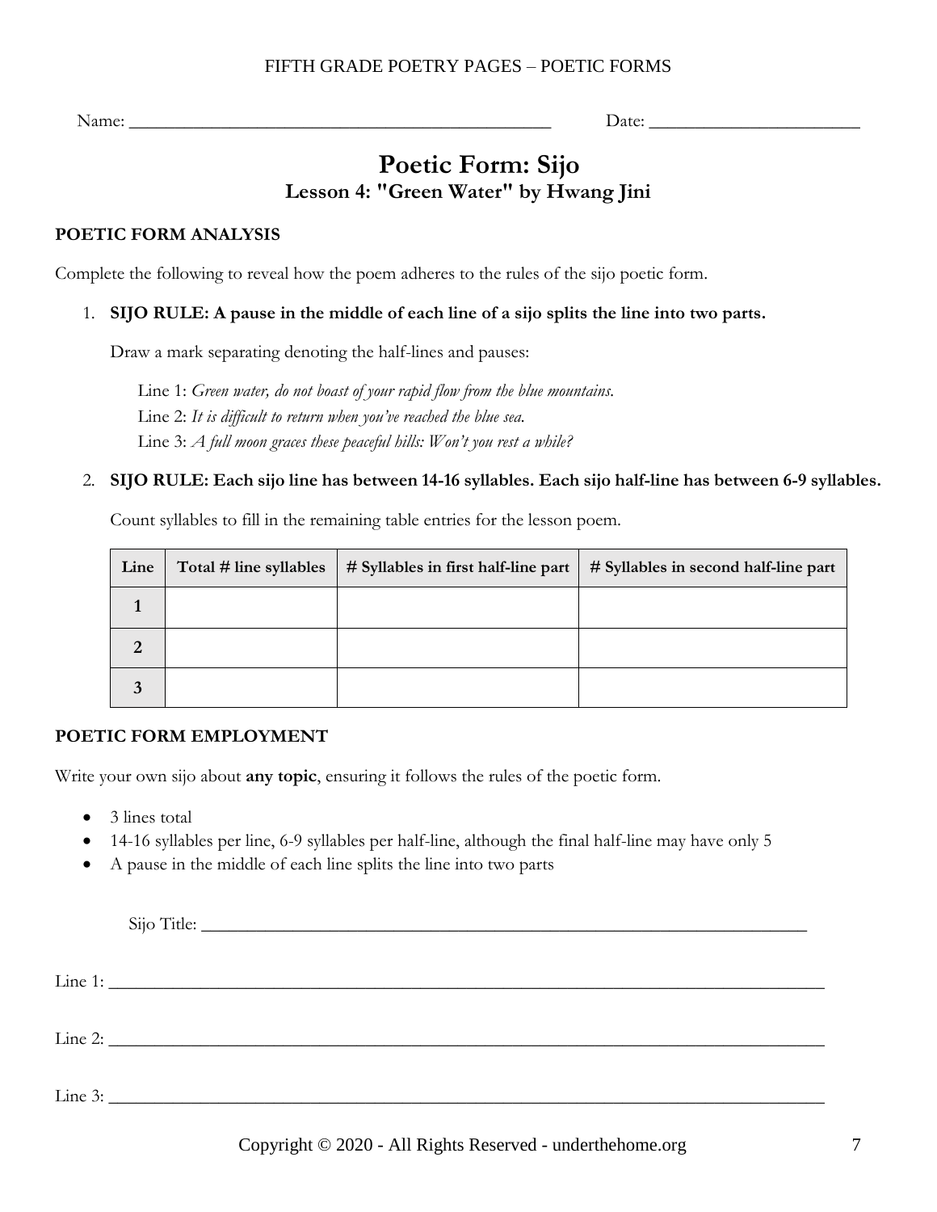Name: ______________________________________________ Date: ______________________

# Poetic Form: Sijo

## Lesson 4: "Green Water" by Hwang Jini

### POETIC FORM ANALYSIS

Complete the following to reveal how the poem adheres to the rules of the sijo poetic form.

1. **SIJO RULE: A pause in the middle of each line of a sijo splits the line into two parts.**

   Draw a mark separating denoting the half-lines and pauses:

   Line 1: *Green water, do not boast of your rapid flow from the blue mountains.*
   Line 2: *It is difficult to return when you've reached the blue sea.*
   Line 3: *A full moon graces these peaceful hills: Won't you rest a while?*

2. **SIJO RULE: Each sijo line has between 14-16 syllables. Each sijo half-line has between 6-9 syllables.**

   Count syllables to fill in the remaining table entries for the lesson poem.

| Line | Total # line syllables | # Syllables in first half-line part | # Syllables in second half-line part |
|---|---|---|---|
| 1 | | | |
| 2 | | | |
| 3 | | | |

### POETIC FORM EMPLOYMENT

Write your own sijo about **any topic**, ensuring it follows the rules of the poetic form.

- 3 lines total
- 14-16 syllables per line, 6-9 syllables per half-line, although the final half-line may have only 5
- A pause in the middle of each line splits the line into two parts

Sijo Title: ____________________________________________________________

Line 1: ________________________________________________________________

Line 2: ________________________________________________________________

Line 3: ________________________________________________________________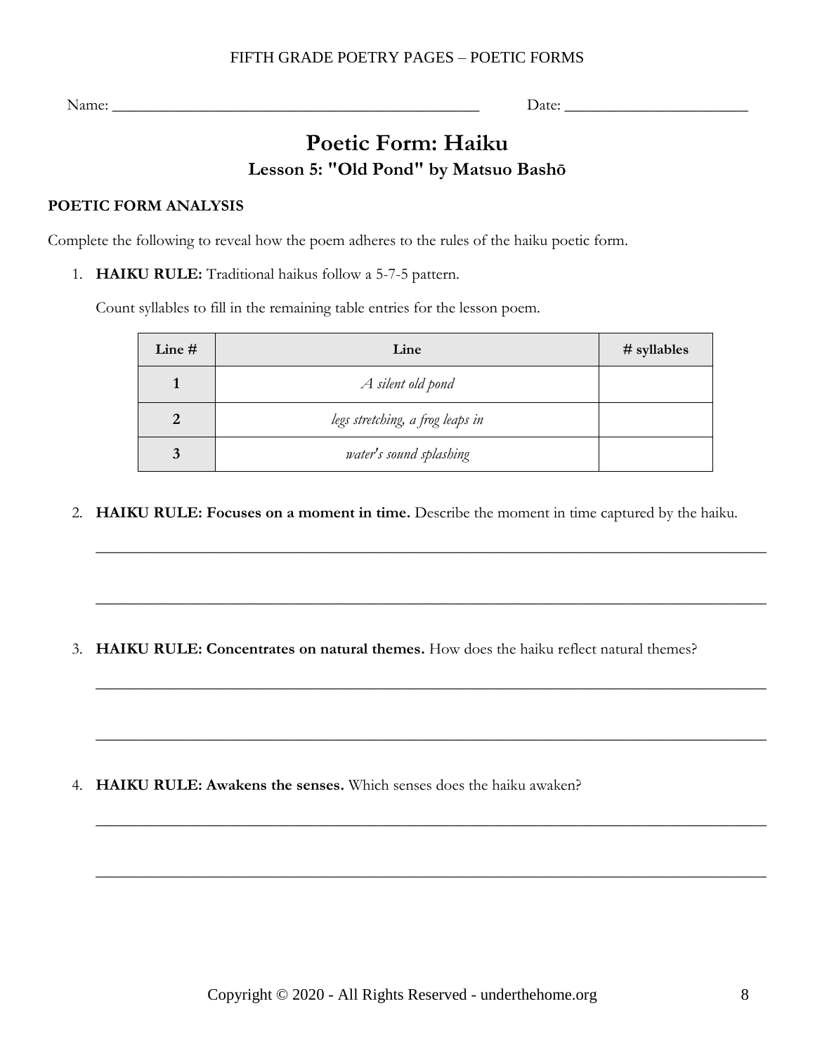Name: ________________________________________________ Date: ________________________

# Poetic Form: Haiku

## Lesson 5: "Old Pond" by Matsuo Bashō

**POETIC FORM ANALYSIS**

Complete the following to reveal how the poem adheres to the rules of the haiku poetic form.

1. **HAIKU RULE:** Traditional haikus follow a 5-7-5 pattern.

   Count syllables to fill in the remaining table entries for the lesson poem.

| Line # | Line | # syllables |
|---|---|---|
| **1** | *A silent old pond* | |
| **2** | *legs stretching, a frog leaps in* | |
| **3** | *water's sound splashing* | |

2. **HAIKU RULE: Focuses on a moment in time.** Describe the moment in time captured by the haiku.

   ________________________________________________________________________________

   ________________________________________________________________________________

3. **HAIKU RULE: Concentrates on natural themes.** How does the haiku reflect natural themes?

   ________________________________________________________________________________

   ________________________________________________________________________________

4. **HAIKU RULE: Awakens the senses.** Which senses does the haiku awaken?

   ________________________________________________________________________________

   ________________________________________________________________________________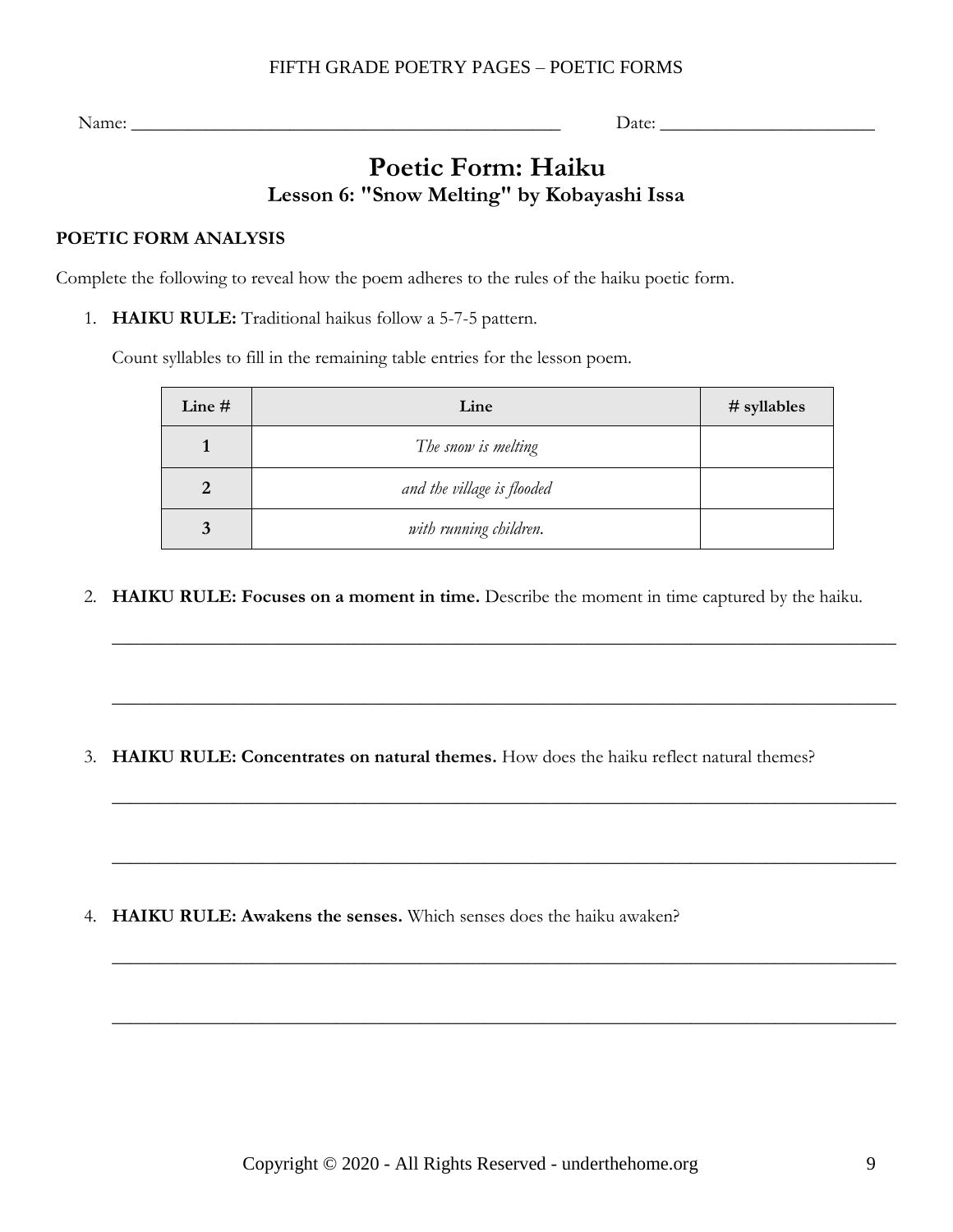Name: ________________________________________________ Date: ________________________

# Poetic Form: Haiku

## Lesson 6: "Snow Melting" by Kobayashi Issa

**POETIC FORM ANALYSIS**

Complete the following to reveal how the poem adheres to the rules of the haiku poetic form.

1. **HAIKU RULE:** Traditional haikus follow a 5-7-5 pattern.

   Count syllables to fill in the remaining table entries for the lesson poem.

| Line # | Line | # syllables |
|---|---|---|
| **1** | *The snow is melting* | |
| **2** | *and the village is flooded* | |
| **3** | *with running children.* | |

2. **HAIKU RULE: Focuses on a moment in time.** Describe the moment in time captured by the haiku.

   ______________________________________________________________________________

   ______________________________________________________________________________

3. **HAIKU RULE: Concentrates on natural themes.** How does the haiku reflect natural themes?

   ______________________________________________________________________________

   ______________________________________________________________________________

4. **HAIKU RULE: Awakens the senses.** Which senses does the haiku awaken?

   ______________________________________________________________________________

   ______________________________________________________________________________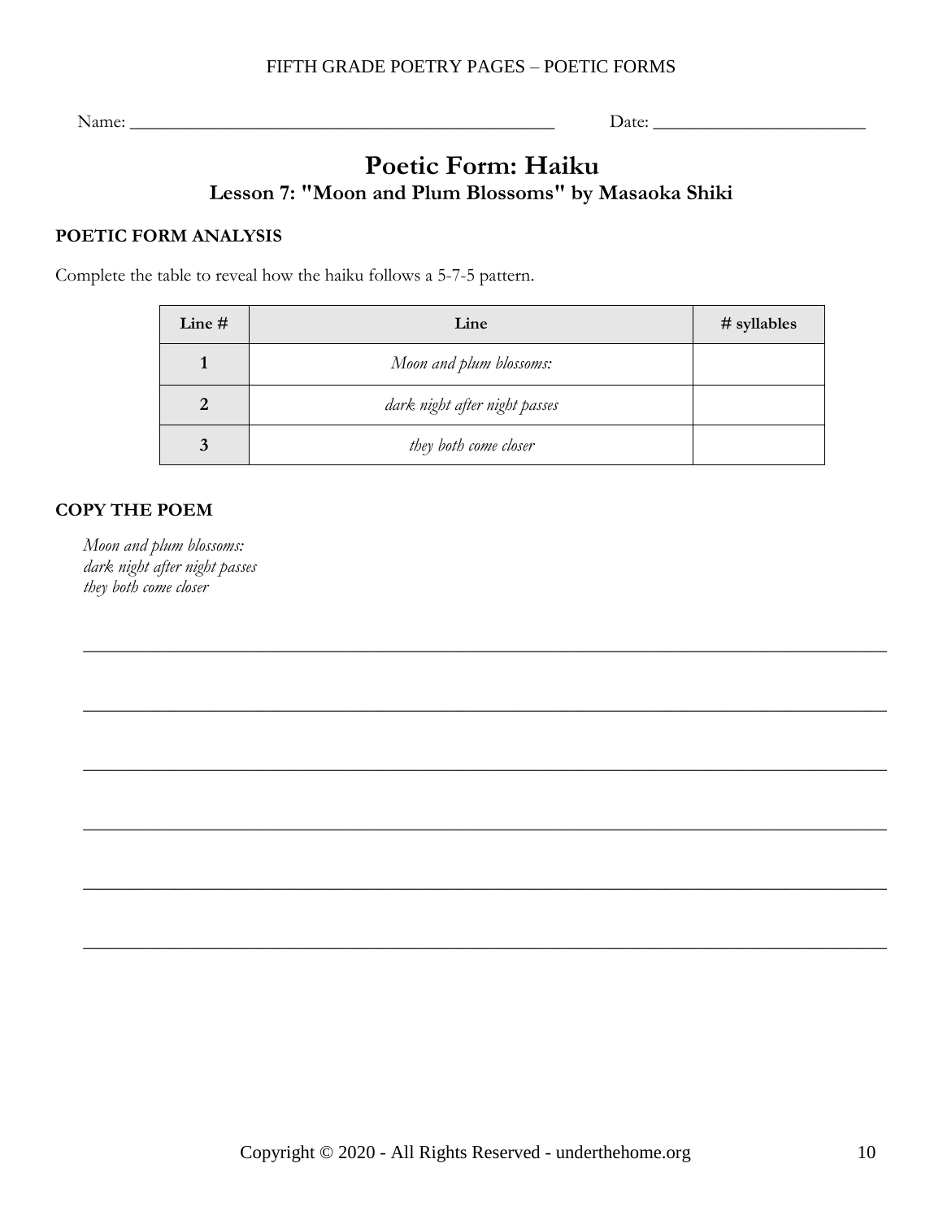Name: ________________________________________________ Date: ________________________

# Poetic Form: Haiku

## Lesson 7: "Moon and Plum Blossoms" by Masaoka Shiki

### POETIC FORM ANALYSIS

Complete the table to reveal how the haiku follows a 5-7-5 pattern.

| Line # | Line | # syllables |
|---|---|---|
| 1 | *Moon and plum blossoms:* | |
| 2 | *dark night after night passes* | |
| 3 | *they both come closer* | |

### COPY THE POEM

*Moon and plum blossoms:*  
*dark night after night passes*  
*they both come closer*

________________________________________________________________________________

________________________________________________________________________________

________________________________________________________________________________

________________________________________________________________________________

________________________________________________________________________________

________________________________________________________________________________

Copyright © 2020 - All Rights Reserved - underthehome.org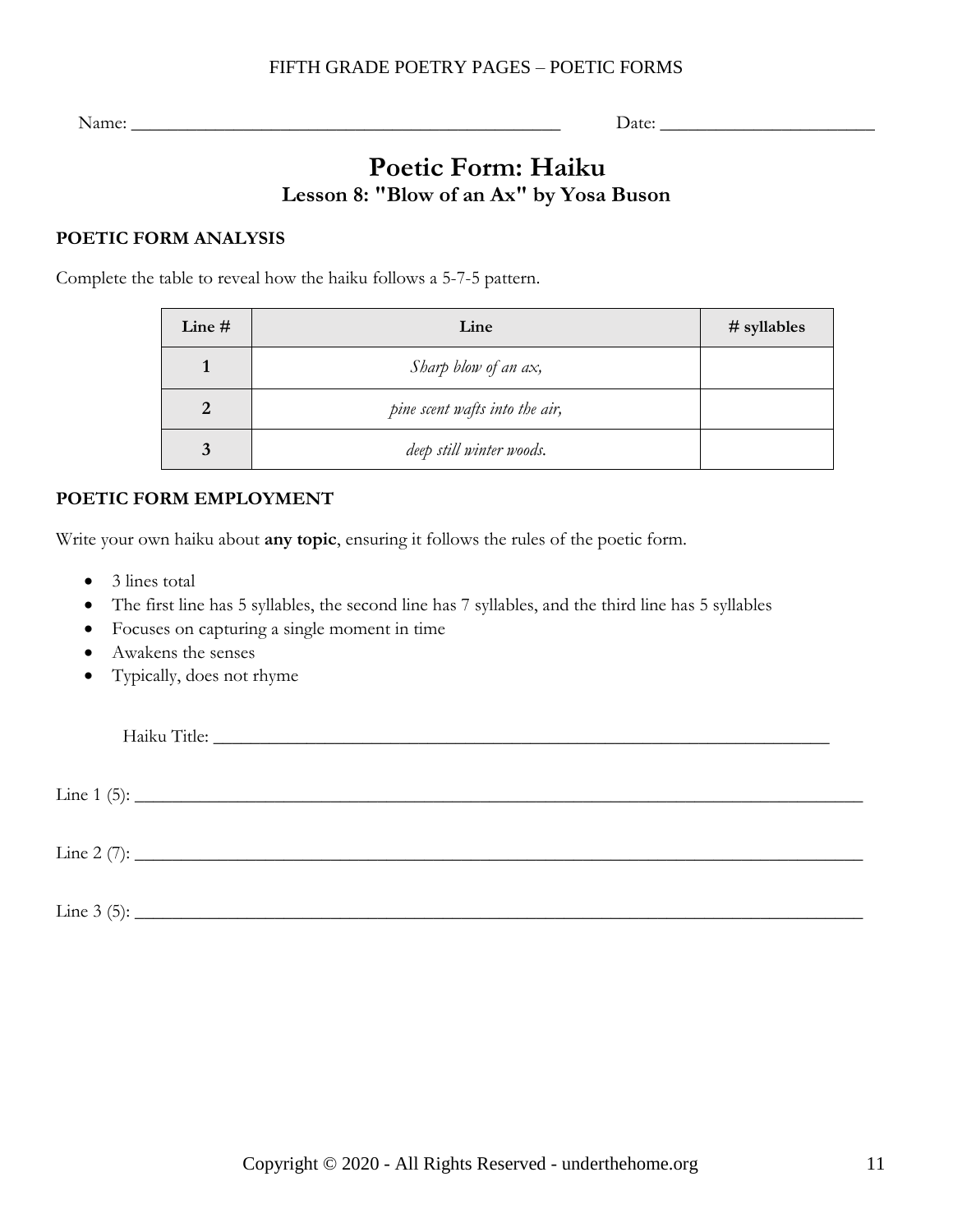Name: ______________________________________________ Date: ______________________

# Poetic Form: Haiku

## Lesson 8: "Blow of an Ax" by Yosa Buson

### POETIC FORM ANALYSIS

Complete the table to reveal how the haiku follows a 5-7-5 pattern.

| Line # | Line | # syllables |
|---|---|---|
| **1** | *Sharp blow of an ax,* | |
| **2** | *pine scent wafts into the air,* | |
| **3** | *deep still winter woods.* | |

### POETIC FORM EMPLOYMENT

Write your own haiku about **any topic**, ensuring it follows the rules of the poetic form.

- 3 lines total
- The first line has 5 syllables, the second line has 7 syllables, and the third line has 5 syllables
- Focuses on capturing a single moment in time
- Awakens the senses
- Typically, does not rhyme

Haiku Title: ______________________________________________________________

Line 1 (5): ______________________________________________________________

Line 2 (7): ______________________________________________________________

Line 3 (5): ______________________________________________________________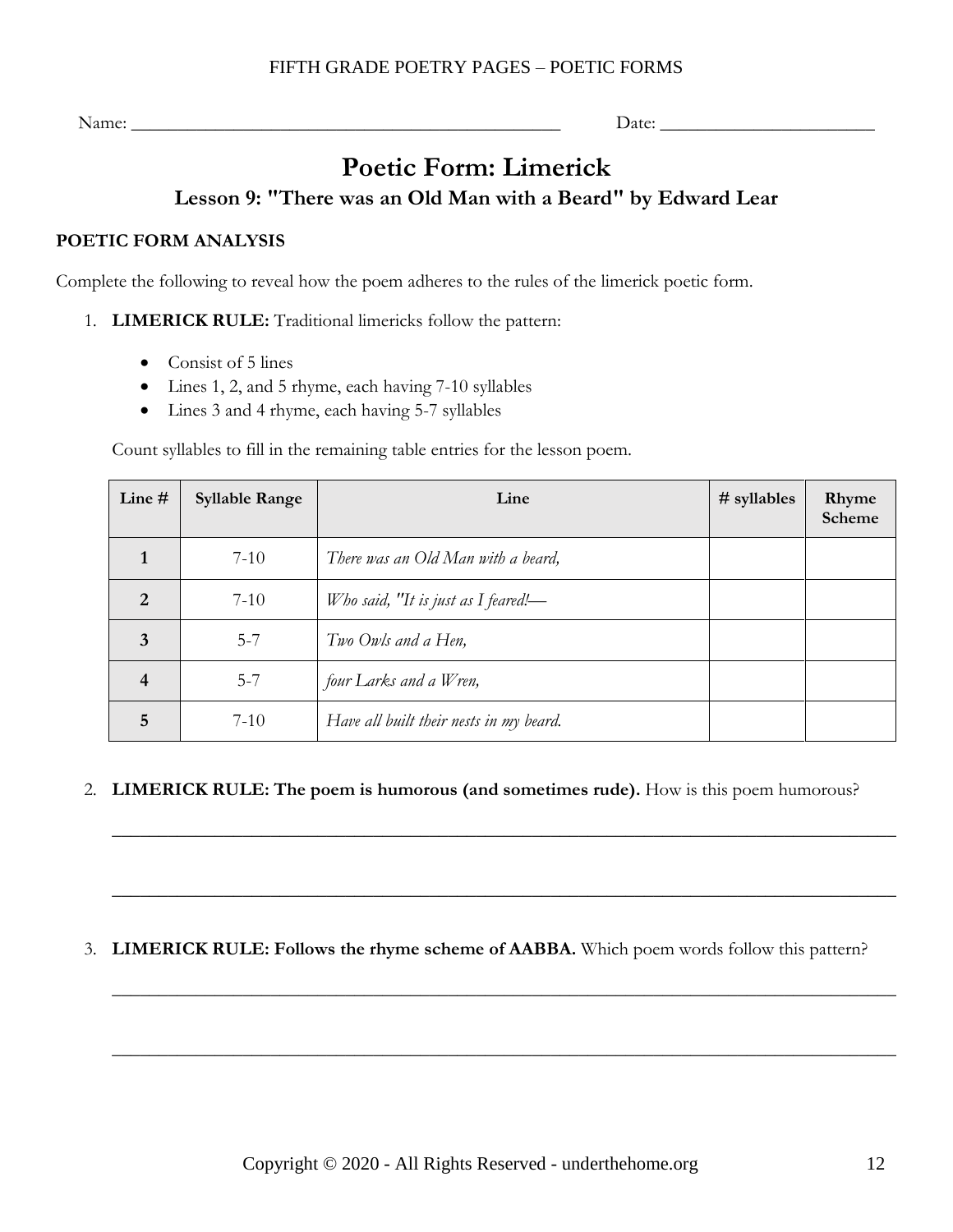FIFTH GRADE POETRY PAGES – POETIC FORMS

Name: ________________________________________________ Date: ______________________

# Poetic Form: Limerick

## Lesson 9: "There was an Old Man with a Beard" by Edward Lear

**POETIC FORM ANALYSIS**

Complete the following to reveal how the poem adheres to the rules of the limerick poetic form.

1. **LIMERICK RULE:** Traditional limericks follow the pattern:

   - Consist of 5 lines
   - Lines 1, 2, and 5 rhyme, each having 7-10 syllables
   - Lines 3 and 4 rhyme, each having 5-7 syllables

   Count syllables to fill in the remaining table entries for the lesson poem.

| Line # | Syllable Range | Line | # syllables | Rhyme Scheme |
|---|---|---|---|---|
| **1** | 7-10 | *There was an Old Man with a beard,* | | |
| **2** | 7-10 | *Who said, "It is just as I feared!—* | | |
| **3** | 5-7 | *Two Owls and a Hen,* | | |
| **4** | 5-7 | *four Larks and a Wren,* | | |
| **5** | 7-10 | *Have all built their nests in my beard.* | | |

2. **LIMERICK RULE: The poem is humorous (and sometimes rude).** How is this poem humorous?

   ______________________________________________________________________________

   ______________________________________________________________________________

3. **LIMERICK RULE: Follows the rhyme scheme of AABBA.** Which poem words follow this pattern?

   ______________________________________________________________________________

   ______________________________________________________________________________

Copyright © 2020 - All Rights Reserved - underthehome.org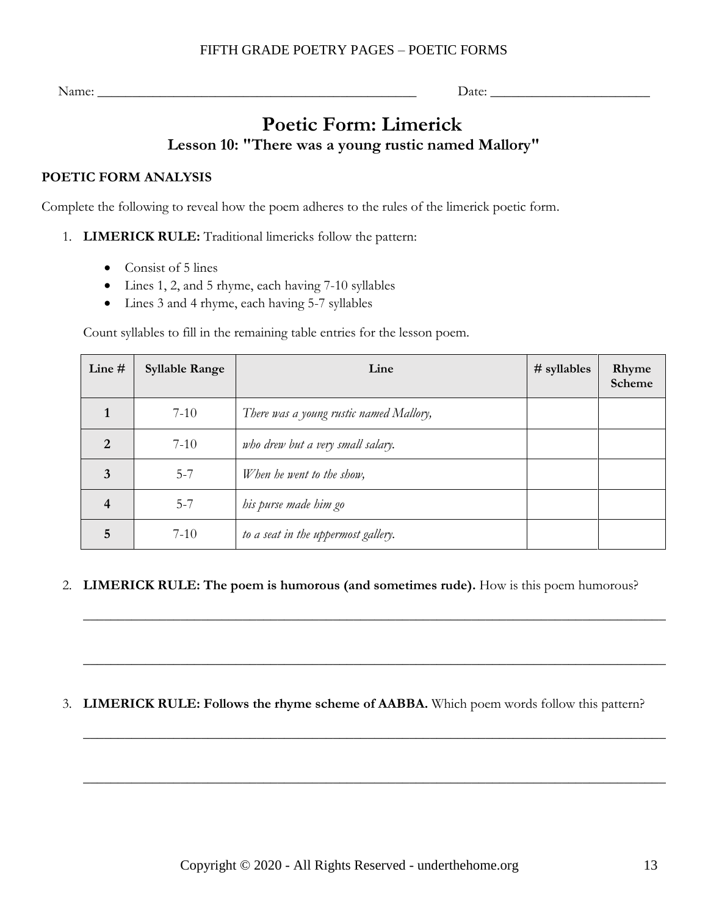Name: ________________________________________________ Date: ________________________

# Poetic Form: Limerick

## Lesson 10: "There was a young rustic named Mallory"

**POETIC FORM ANALYSIS**

Complete the following to reveal how the poem adheres to the rules of the limerick poetic form.

1. **LIMERICK RULE:** Traditional limericks follow the pattern:

   - Consist of 5 lines
   - Lines 1, 2, and 5 rhyme, each having 7-10 syllables
   - Lines 3 and 4 rhyme, each having 5-7 syllables

   Count syllables to fill in the remaining table entries for the lesson poem.

| Line # | Syllable Range | Line | # syllables | Rhyme Scheme |
|---|---|---|---|---|
| **1** | 7-10 | *There was a young rustic named Mallory,* | | |
| **2** | 7-10 | *who drew but a very small salary.* | | |
| **3** | 5-7 | *When he went to the show,* | | |
| **4** | 5-7 | *his purse made him go* | | |
| **5** | 7-10 | *to a seat in the uppermost gallery.* | | |

2. **LIMERICK RULE: The poem is humorous (and sometimes rude).** How is this poem humorous?

   ______________________________________________________________________________

   ______________________________________________________________________________

3. **LIMERICK RULE: Follows the rhyme scheme of AABBA.** Which poem words follow this pattern?

   ______________________________________________________________________________

   ______________________________________________________________________________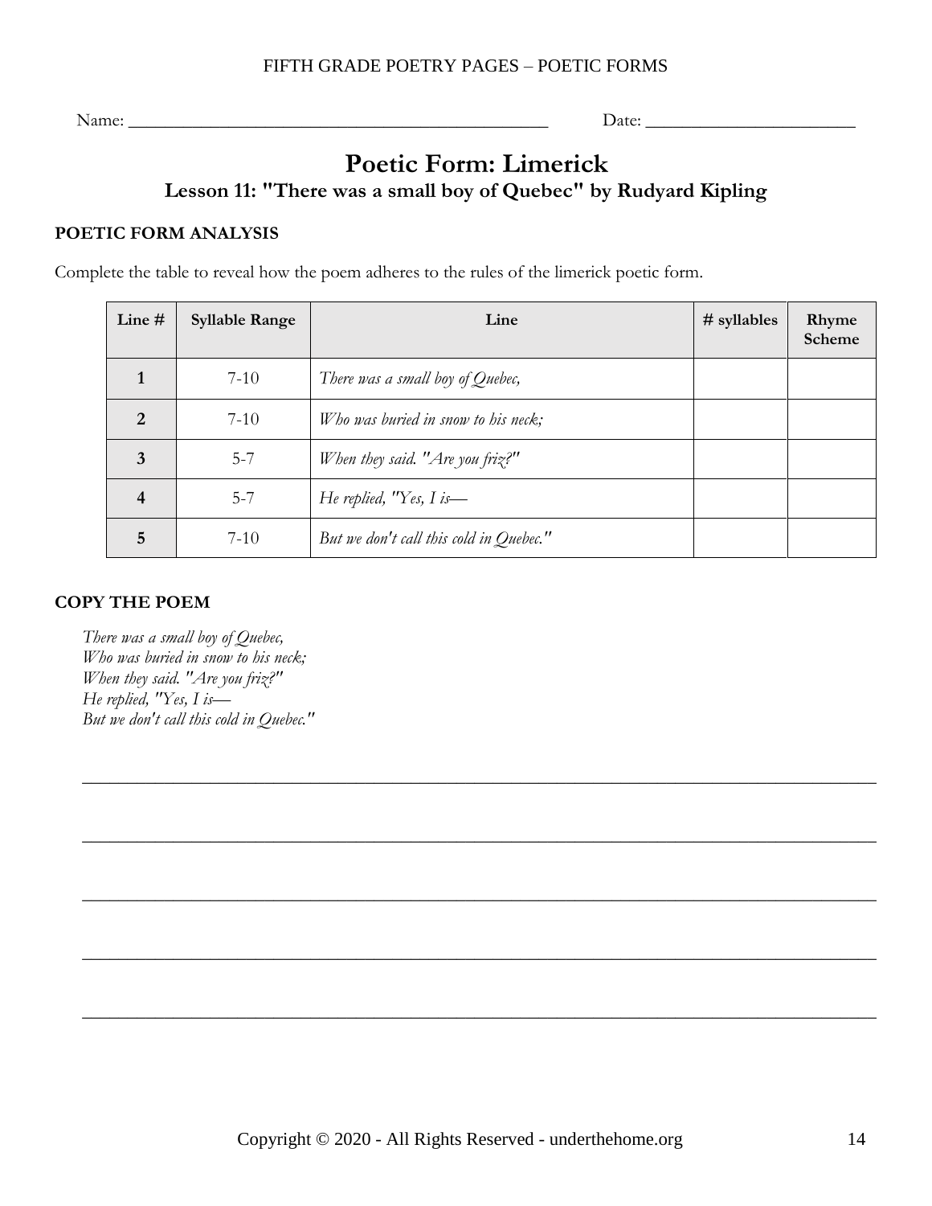Name: ________________________________________________ Date: ______________________

# Poetic Form: Limerick

## Lesson 11: "There was a small boy of Quebec" by Rudyard Kipling

### POETIC FORM ANALYSIS

Complete the table to reveal how the poem adheres to the rules of the limerick poetic form.

| Line # | Syllable Range | Line | # syllables | Rhyme Scheme |
|---|---|---|---|---|
| 1 | 7-10 | *There was a small boy of Quebec,* | | |
| 2 | 7-10 | *Who was buried in snow to his neck;* | | |
| 3 | 5-7 | *When they said. "Are you friz?"* | | |
| 4 | 5-7 | *He replied, "Yes, I is—* | | |
| 5 | 7-10 | *But we don't call this cold in Quebec."* | | |

### COPY THE POEM

*There was a small boy of Quebec,*  
*Who was buried in snow to his neck;*  
*When they said. "Are you friz?"*  
*He replied, "Yes, I is—*  
*But we don't call this cold in Quebec."*

______________________________________________________________________________

______________________________________________________________________________

______________________________________________________________________________

______________________________________________________________________________

______________________________________________________________________________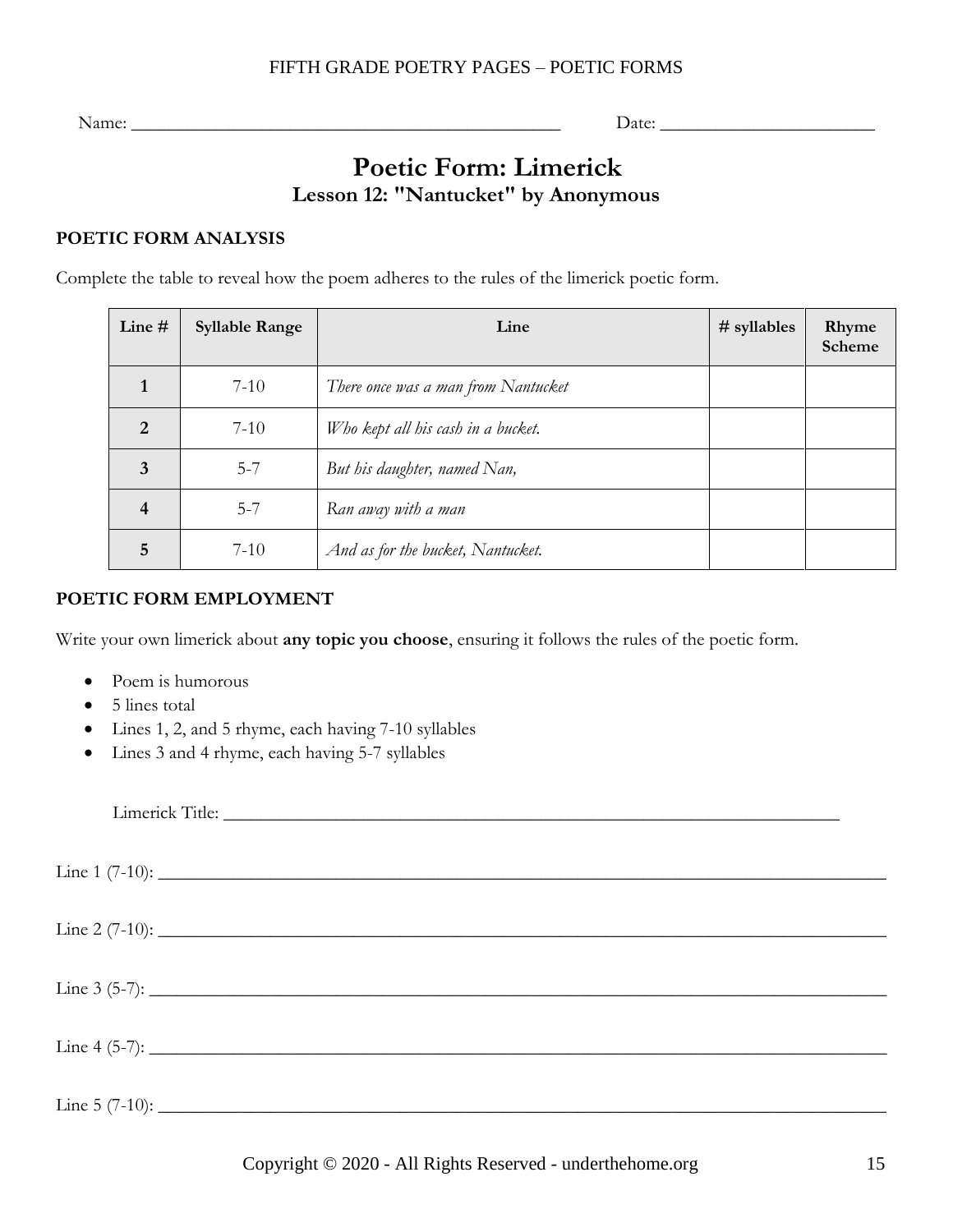Name: ______________________________________________ Date: ______________________

# Poetic Form: Limerick

## Lesson 12: "Nantucket" by Anonymous

### POETIC FORM ANALYSIS

Complete the table to reveal how the poem adheres to the rules of the limerick poetic form.

| Line # | Syllable Range | Line | # syllables | Rhyme Scheme |
|---|---|---|---|---|
| **1** | 7-10 | *There once was a man from Nantucket* | | |
| **2** | 7-10 | *Who kept all his cash in a bucket.* | | |
| **3** | 5-7 | *But his daughter, named Nan,* | | |
| **4** | 5-7 | *Ran away with a man* | | |
| **5** | 7-10 | *And as for the bucket, Nantucket.* | | |

### POETIC FORM EMPLOYMENT

Write your own limerick about **any topic you choose**, ensuring it follows the rules of the poetic form.

- Poem is humorous
- 5 lines total
- Lines 1, 2, and 5 rhyme, each having 7-10 syllables
- Lines 3 and 4 rhyme, each having 5-7 syllables

Limerick Title: ________________________________________________________________

Line 1 (7-10): ________________________________________________________________

Line 2 (7-10): ________________________________________________________________

Line 3 (5-7): ________________________________________________________________

Line 4 (5-7): ________________________________________________________________

Line 5 (7-10): ________________________________________________________________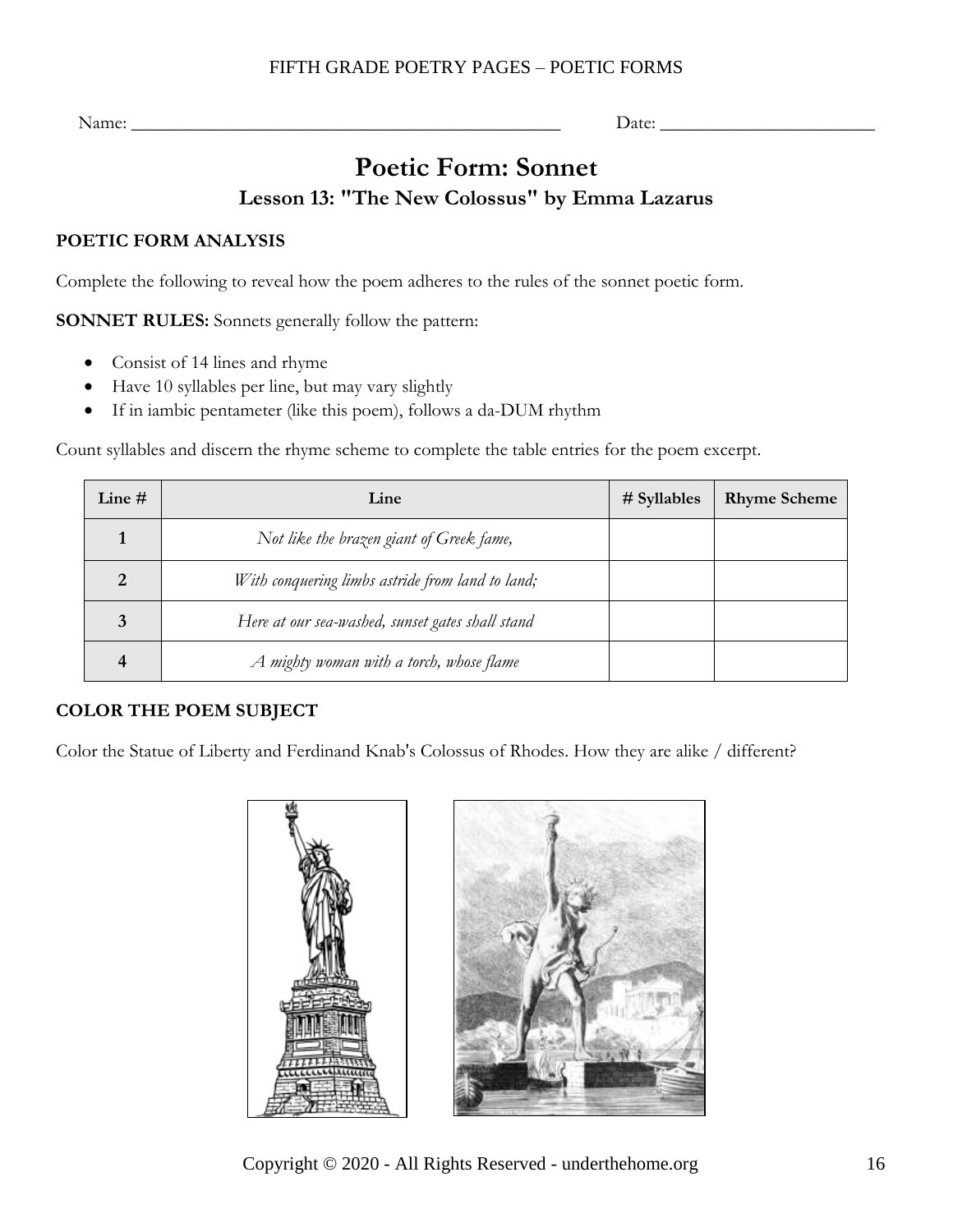# Poetic Form: Sonnet

## Lesson 13: "The New Colossus" by Emma Lazarus

Name: ____________________________________________ Date: ______________________

### POETIC FORM ANALYSIS

Complete the following to reveal how the poem adheres to the rules of the sonnet poetic form.

**SONNET RULES:** Sonnets generally follow the pattern:

- Consist of 14 lines and rhyme
- Have 10 syllables per line, but may vary slightly
- If in iambic pentameter (like this poem), follows a da-DUM rhythm

Count syllables and discern the rhyme scheme to complete the table entries for the poem excerpt.

| Line # | Line | # Syllables | Rhyme Scheme |
|---|---|---|---|
| **1** | *Not like the brazen giant of Greek fame,* | | |
| **2** | *With conquering limbs astride from land to land;* | | |
| **3** | *Here at our sea-washed, sunset gates shall stand* | | |
| **4** | *A mighty woman with a torch, whose flame* | | |

### COLOR THE POEM SUBJECT

Color the Statue of Liberty and Ferdinand Knab's Colossus of Rhodes. How they are alike / different?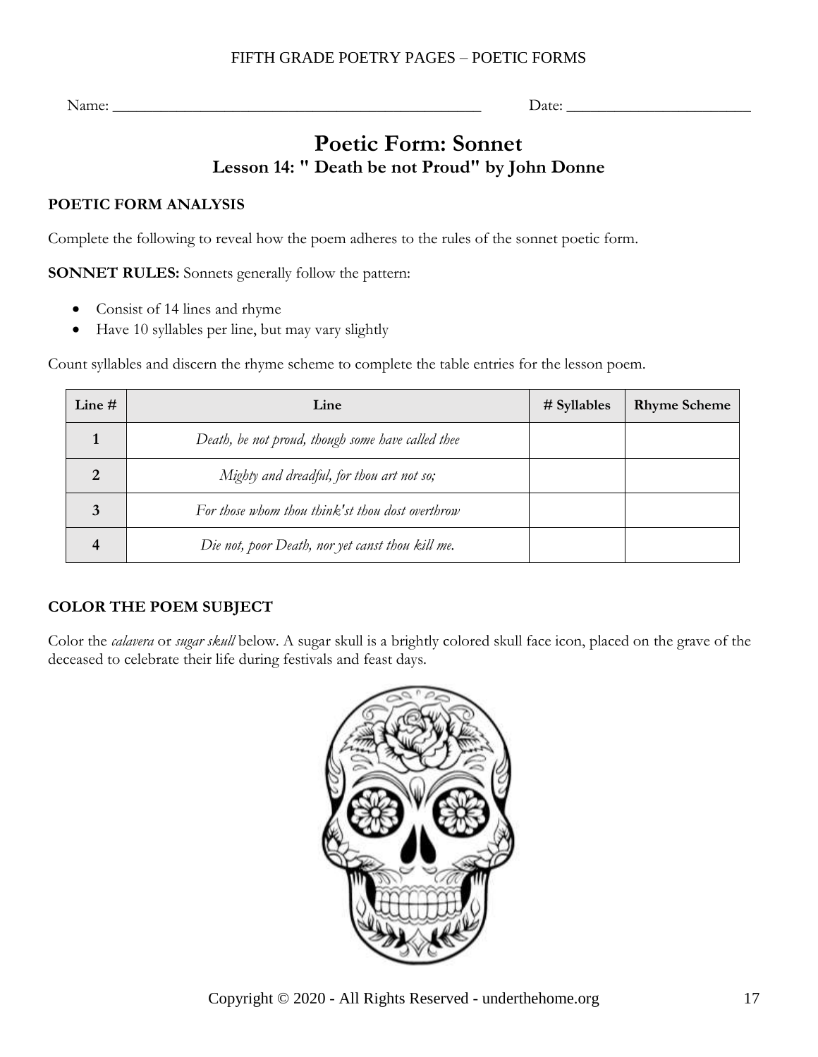Name: ________________________________________________ Date: ________________________

# Poetic Form: Sonnet

## Lesson 14: " Death be not Proud" by John Donne

**POETIC FORM ANALYSIS**

Complete the following to reveal how the poem adheres to the rules of the sonnet poetic form.

**SONNET RULES:** Sonnets generally follow the pattern:

- Consist of 14 lines and rhyme
- Have 10 syllables per line, but may vary slightly

Count syllables and discern the rhyme scheme to complete the table entries for the lesson poem.

| Line # | Line | # Syllables | Rhyme Scheme |
|---|---|---|---|
| **1** | *Death, be not proud, though some have called thee* | | |
| **2** | *Mighty and dreadful, for thou art not so;* | | |
| **3** | *For those whom thou think'st thou dost overthrow* | | |
| **4** | *Die not, poor Death, nor yet canst thou kill me.* | | |

**COLOR THE POEM SUBJECT**

Color the *calavera* or *sugar skull* below. A sugar skull is a brightly colored skull face icon, placed on the grave of the deceased to celebrate their life during festivals and feast days.

Copyright © 2020 - All Rights Reserved - underthehome.org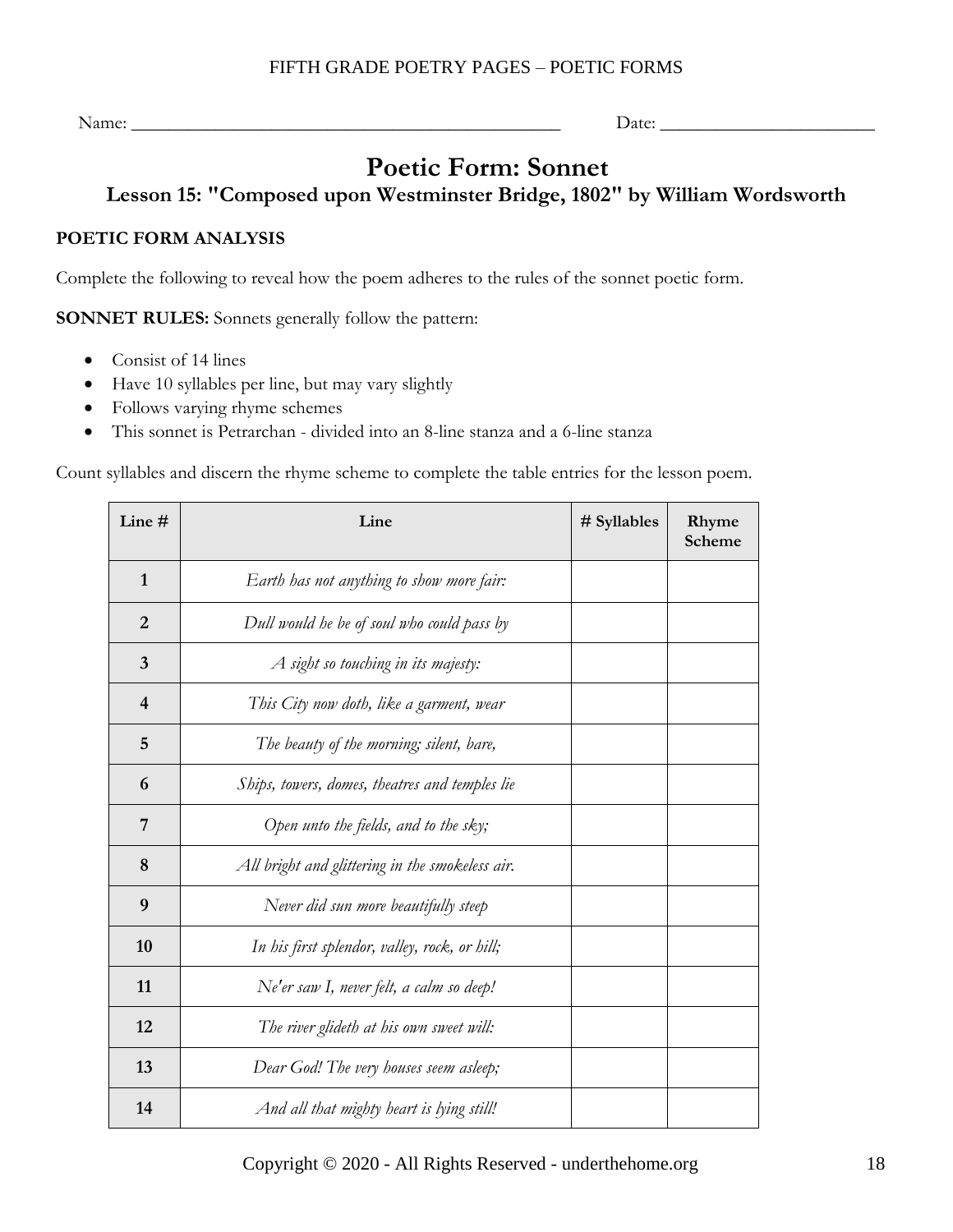Name: ______________________________________________ Date: ______________________

# Poetic Form: Sonnet

## Lesson 15: "Composed upon Westminster Bridge, 1802" by William Wordsworth

**POETIC FORM ANALYSIS**

Complete the following to reveal how the poem adheres to the rules of the sonnet poetic form.

**SONNET RULES:** Sonnets generally follow the pattern:

- Consist of 14 lines
- Have 10 syllables per line, but may vary slightly
- Follows varying rhyme schemes
- This sonnet is Petrarchan - divided into an 8-line stanza and a 6-line stanza

Count syllables and discern the rhyme scheme to complete the table entries for the lesson poem.

| Line # | Line | # Syllables | Rhyme Scheme |
|---|---|---|---|
| **1** | *Earth has not anything to show more fair:* | | |
| **2** | *Dull would he be of soul who could pass by* | | |
| **3** | *A sight so touching in its majesty:* | | |
| **4** | *This City now doth, like a garment, wear* | | |
| **5** | *The beauty of the morning; silent, bare,* | | |
| **6** | *Ships, towers, domes, theatres and temples lie* | | |
| **7** | *Open unto the fields, and to the sky;* | | |
| **8** | *All bright and glittering in the smokeless air.* | | |
| **9** | *Never did sun more beautifully steep* | | |
| **10** | *In his first splendor, valley, rock, or hill;* | | |
| **11** | *Ne'er saw I, never felt, a calm so deep!* | | |
| **12** | *The river glideth at his own sweet will:* | | |
| **13** | *Dear God! The very houses seem asleep;* | | |
| **14** | *And all that mighty heart is lying still!* | | |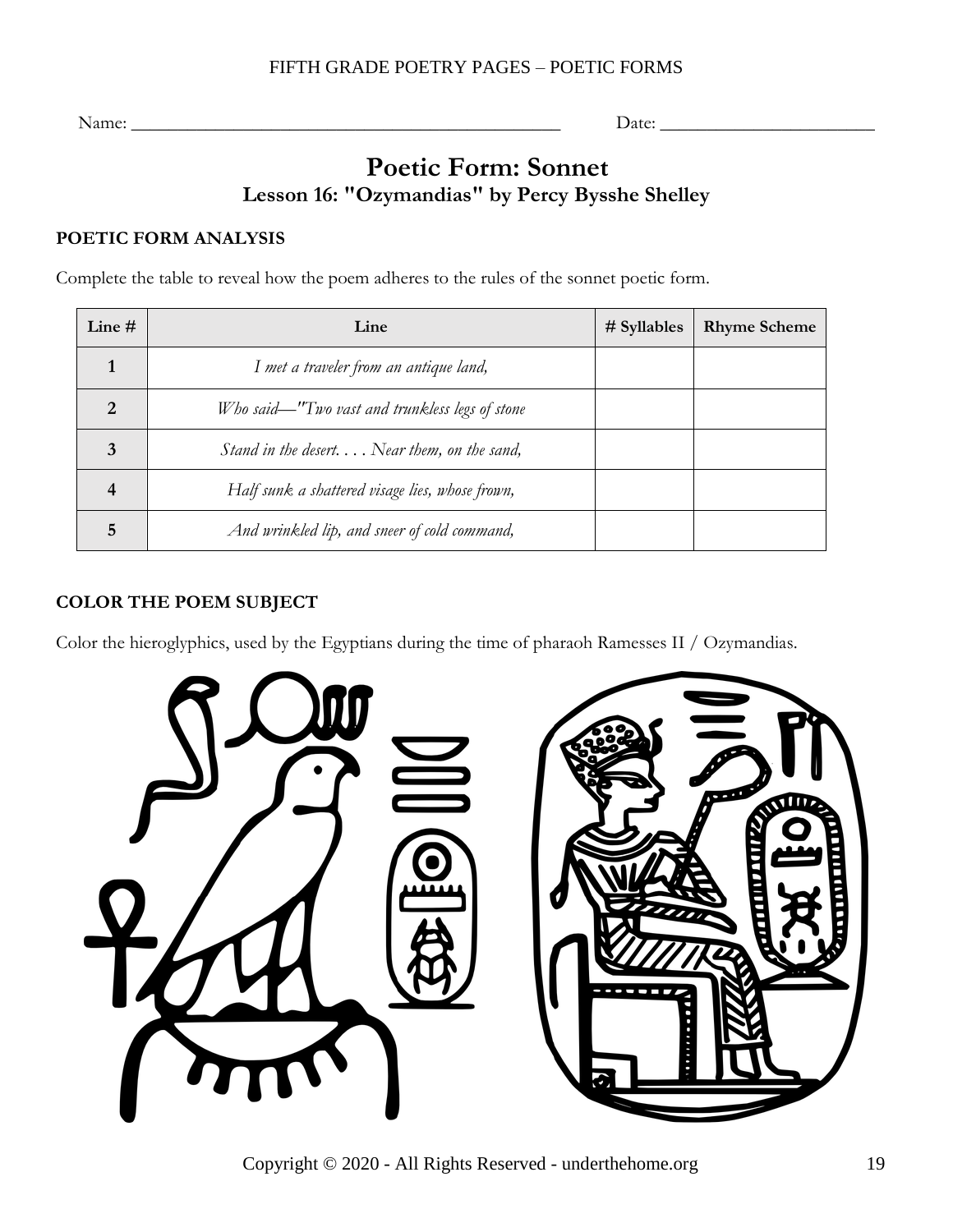Name: ______________________________________________ Date: ______________________

# Poetic Form: Sonnet

## Lesson 16: "Ozymandias" by Percy Bysshe Shelley

### POETIC FORM ANALYSIS

Complete the table to reveal how the poem adheres to the rules of the sonnet poetic form.

| Line # | Line | # Syllables | Rhyme Scheme |
|---|---|---|---|
| 1 | *I met a traveler from an antique land,* | | |
| 2 | *Who said—"Two vast and trunkless legs of stone* | | |
| 3 | *Stand in the desert. . . . Near them, on the sand,* | | |
| 4 | *Half sunk a shattered visage lies, whose frown,* | | |
| 5 | *And wrinkled lip, and sneer of cold command,* | | |

### COLOR THE POEM SUBJECT

Color the hieroglyphics, used by the Egyptians during the time of pharaoh Ramesses II / Ozymandias.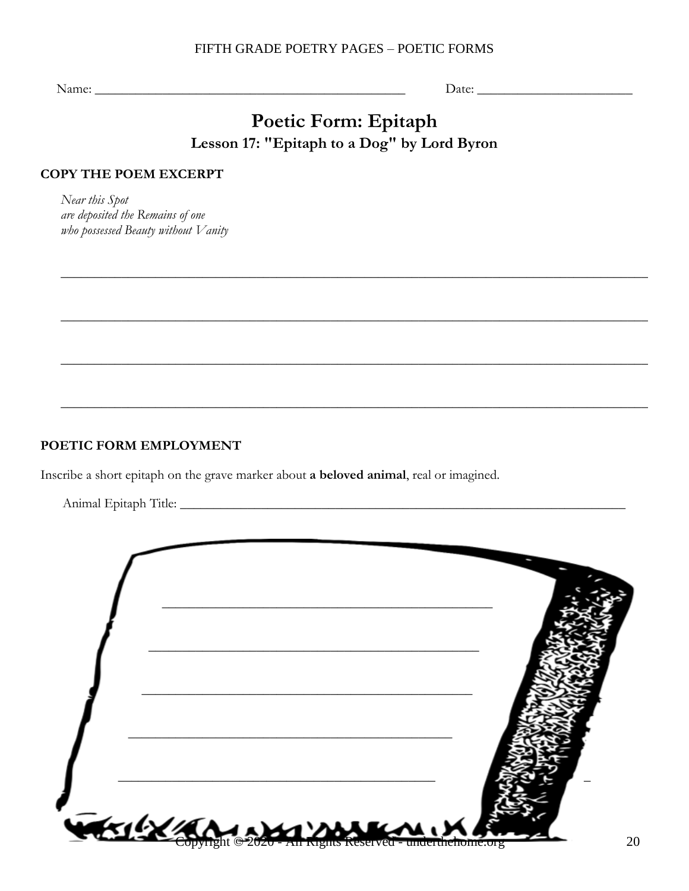Name: ______________________________ Date: ______________________

# Poetic Form: Epitaph

## Lesson 17: "Epitaph to a Dog" by Lord Byron

**COPY THE POEM EXCERPT**

*Near this Spot*
*are deposited the Remains of one*
*who possessed Beauty without Vanity*

______________________________________________________________________

______________________________________________________________________

______________________________________________________________________

______________________________________________________________________

**POETIC FORM EMPLOYMENT**

Inscribe a short epitaph on the grave marker about **a beloved animal**, real or imagined.

Animal Epitaph Title: ____________________________________________

____________________________________

____________________________________

____________________________________

____________________________________

____________________________________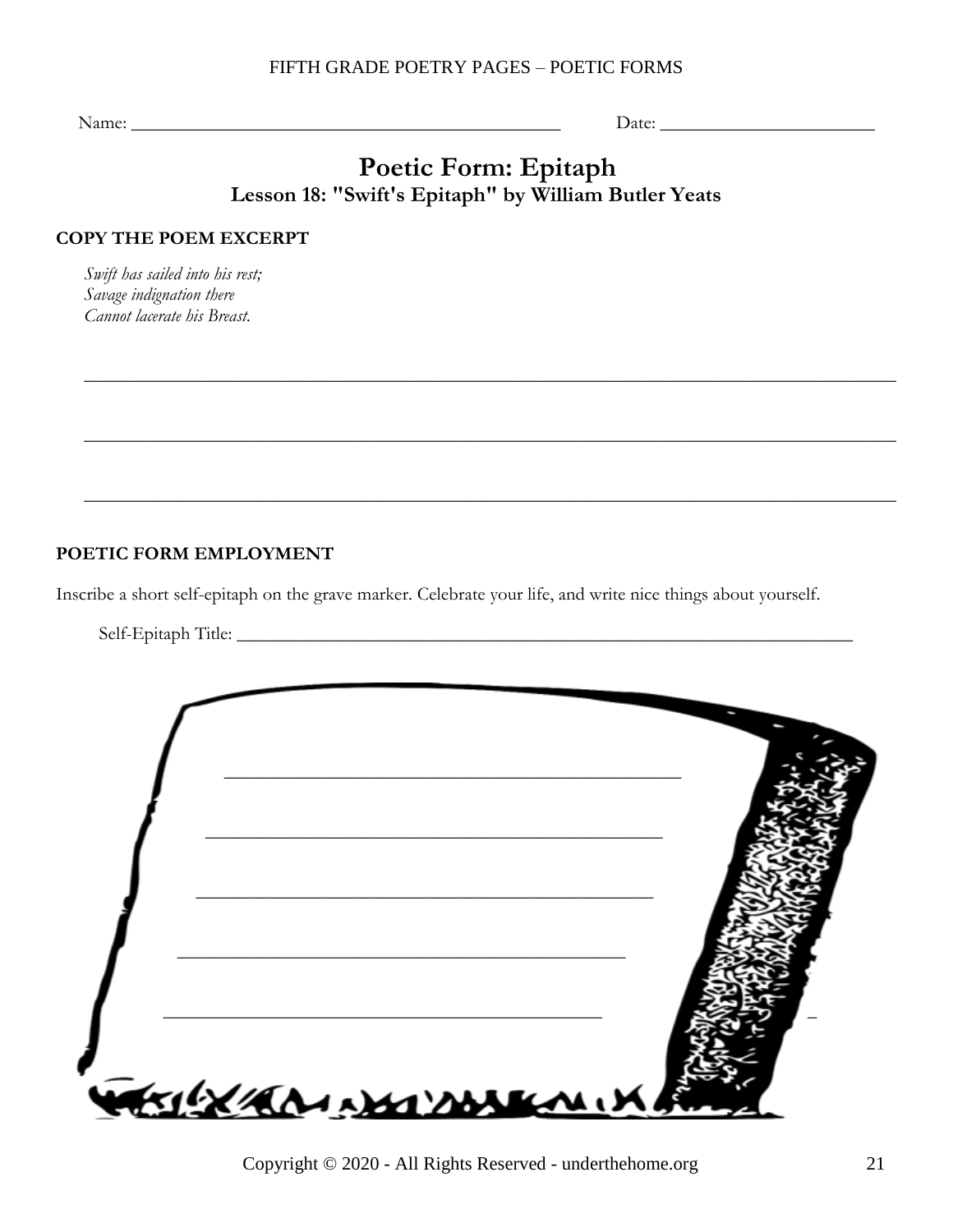Name: ______________________________________________ Date: ______________________

# Poetic Form: Epitaph

### Lesson 18: "Swift's Epitaph" by William Butler Yeats

**COPY THE POEM EXCERPT**

*Swift has sailed into his rest;*
*Savage indignation there*
*Cannot lacerate his Breast.*

______________________________________________________________________________

______________________________________________________________________________

______________________________________________________________________________

**POETIC FORM EMPLOYMENT**

Inscribe a short self-epitaph on the grave marker. Celebrate your life, and write nice things about yourself.

Self-Epitaph Title: ____________________________________________________________

_____________________________________________

_____________________________________________

_____________________________________________

_____________________________________________

_____________________________________________

Copyright © 2020 - All Rights Reserved - underthehome.org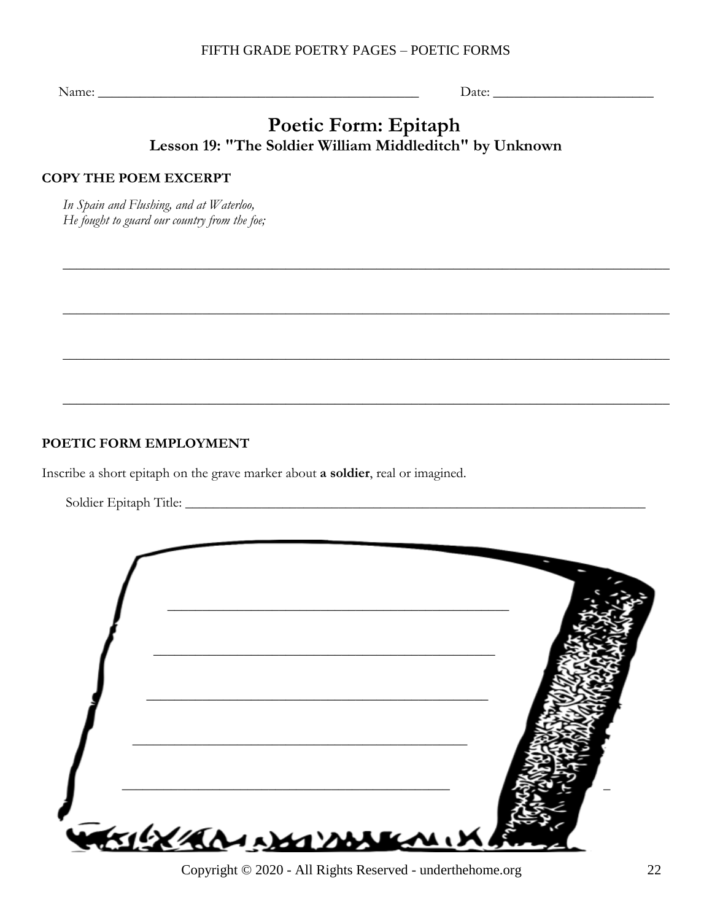Name: ______________________________________________ Date: _______________________

# Poetic Form: Epitaph

## Lesson 19: "The Soldier William Middleditch" by Unknown

**COPY THE POEM EXCERPT**

*In Spain and Flushing, and at Waterloo,*
*He fought to guard our country from the foe;*

_____________________________________________________________________________

_____________________________________________________________________________

_____________________________________________________________________________

_____________________________________________________________________________

**POETIC FORM EMPLOYMENT**

Inscribe a short epitaph on the grave marker about **a soldier**, real or imagined.

Soldier Epitaph Title: _______________________________________________________________

_____________________________________________

_____________________________________________

_____________________________________________

_____________________________________________

_____________________________________________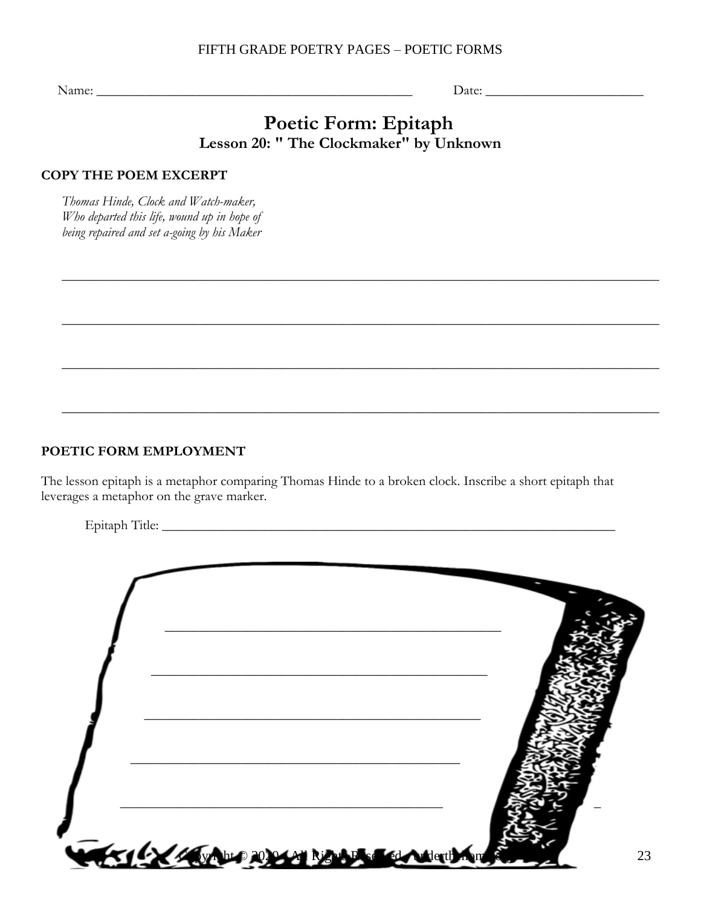Name: ______________________________________________ Date: _______________________

# Poetic Form: Epitaph

### Lesson 20: " The Clockmaker" by Unknown

**COPY THE POEM EXCERPT**

*Thomas Hinde, Clock and Watch-maker,*
*Who departed this life, wound up in hope of*
*being repaired and set a-going by his Maker*

_______________________________________________________________________________

_______________________________________________________________________________

_______________________________________________________________________________

_______________________________________________________________________________

**POETIC FORM EMPLOYMENT**

The lesson epitaph is a metaphor comparing Thomas Hinde to a broken clock. Inscribe a short epitaph that leverages a metaphor on the grave marker.

Epitaph Title: _______________________________________________________________

_____________________________________________

_____________________________________________

_____________________________________________

_____________________________________________

_____________________________________________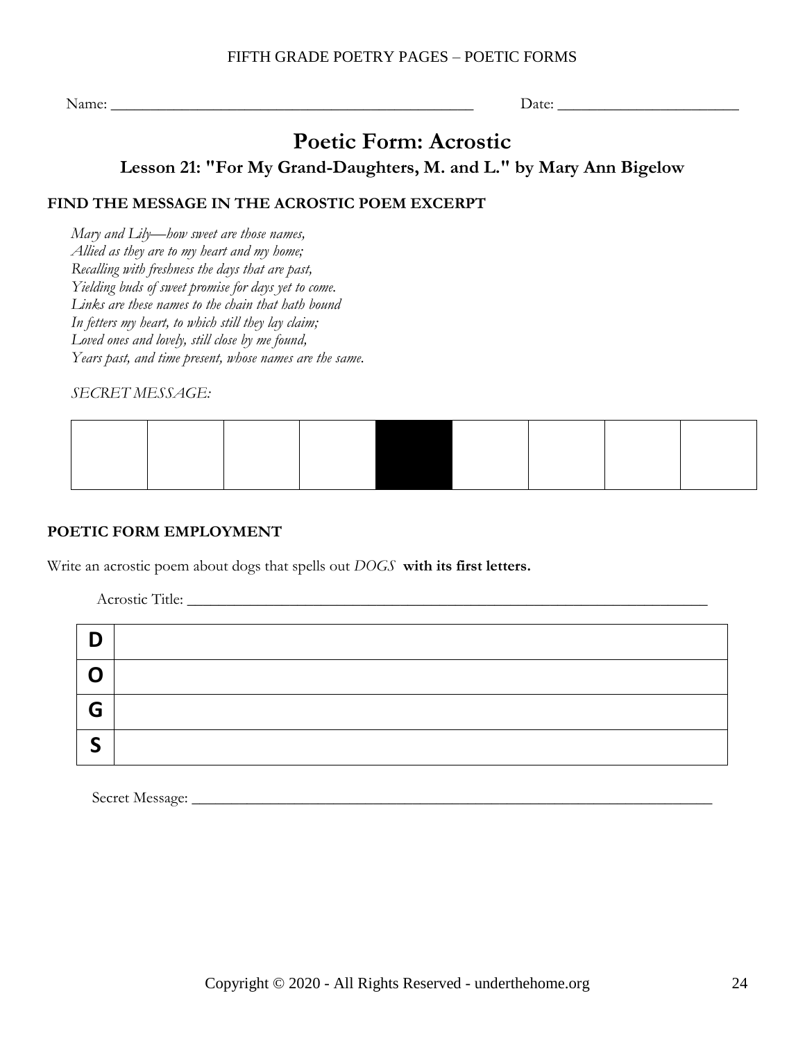Name: ___________________________________________ Date: ____________________

# Poetic Form: Acrostic

## Lesson 21: "For My Grand-Daughters, M. and L." by Mary Ann Bigelow

### FIND THE MESSAGE IN THE ACROSTIC POEM EXCERPT

*Mary and Lily—how sweet are those names,*
*Allied as they are to my heart and my home;*
*Recalling with freshness the days that are past,*
*Yielding buds of sweet promise for days yet to come.*
*Links are these names to the chain that hath bound*
*In fetters my heart, to which still they lay claim;*
*Loved ones and lovely, still close by me found,*
*Years past, and time present, whose names are the same.*

*SECRET MESSAGE:*

| | | | | ■ | | | | |
|---|---|---|---|---|---|---|---|---|

### POETIC FORM EMPLOYMENT

Write an acrostic poem about dogs that spells out *DOGS* **with its first letters.**

Acrostic Title: ____________________________________________________________

| | |
|---|---|
| **D** | |
| **O** | |
| **G** | |
| **S** | |

Secret Message: ____________________________________________________________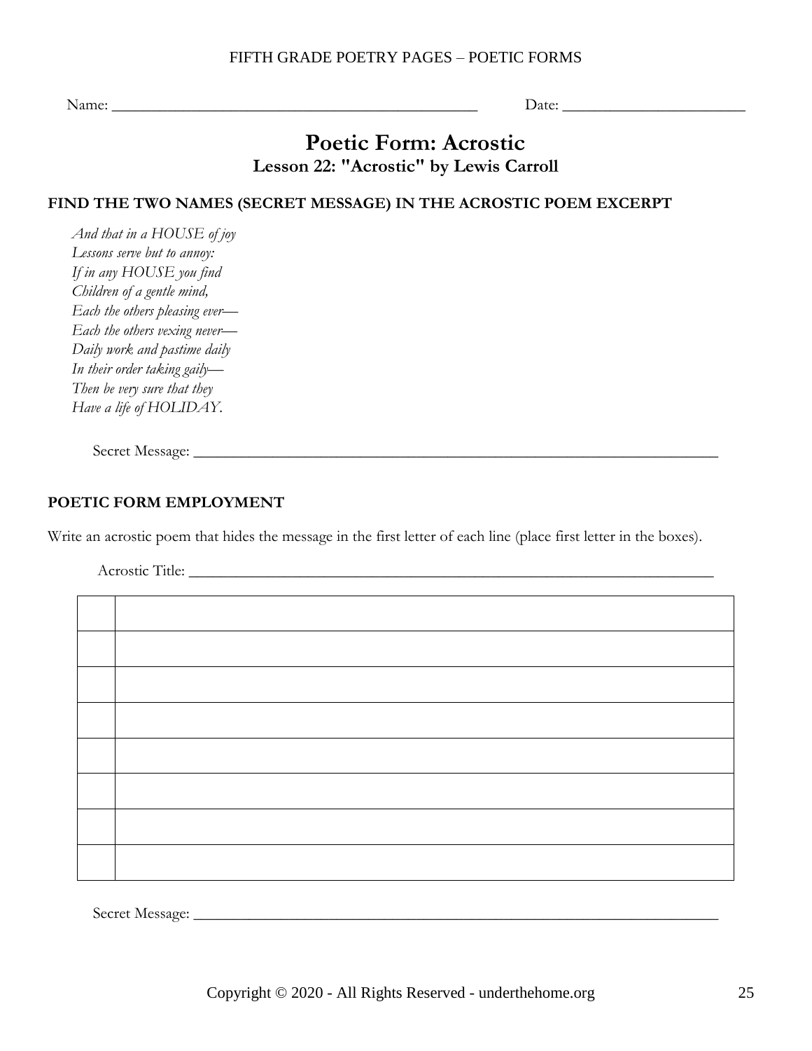FIFTH GRADE POETRY PAGES – POETIC FORMS

Name: ________________________________________________ Date: ______________________

# Poetic Form: Acrostic

## Lesson 22: "Acrostic" by Lewis Carroll

**FIND THE TWO NAMES (SECRET MESSAGE) IN THE ACROSTIC POEM EXCERPT**

*And that in a HOUSE of joy*
*Lessons serve but to annoy:*
*If in any HOUSE you find*
*Children of a gentle mind,*
*Each the others pleasing ever—*
*Each the others vexing never—*
*Daily work and pastime daily*
*In their order taking gaily—*
*Then be very sure that they*
*Have a life of HOLIDAY.*

Secret Message: ______________________________________________________________________

**POETIC FORM EMPLOYMENT**

Write an acrostic poem that hides the message in the first letter of each line (place first letter in the boxes).

Acrostic Title: ______________________________________________________________________

| | |
|---|---|
| | |
| | |
| | |
| | |
| | |
| | |
| | |
| | |

Secret Message: ______________________________________________________________________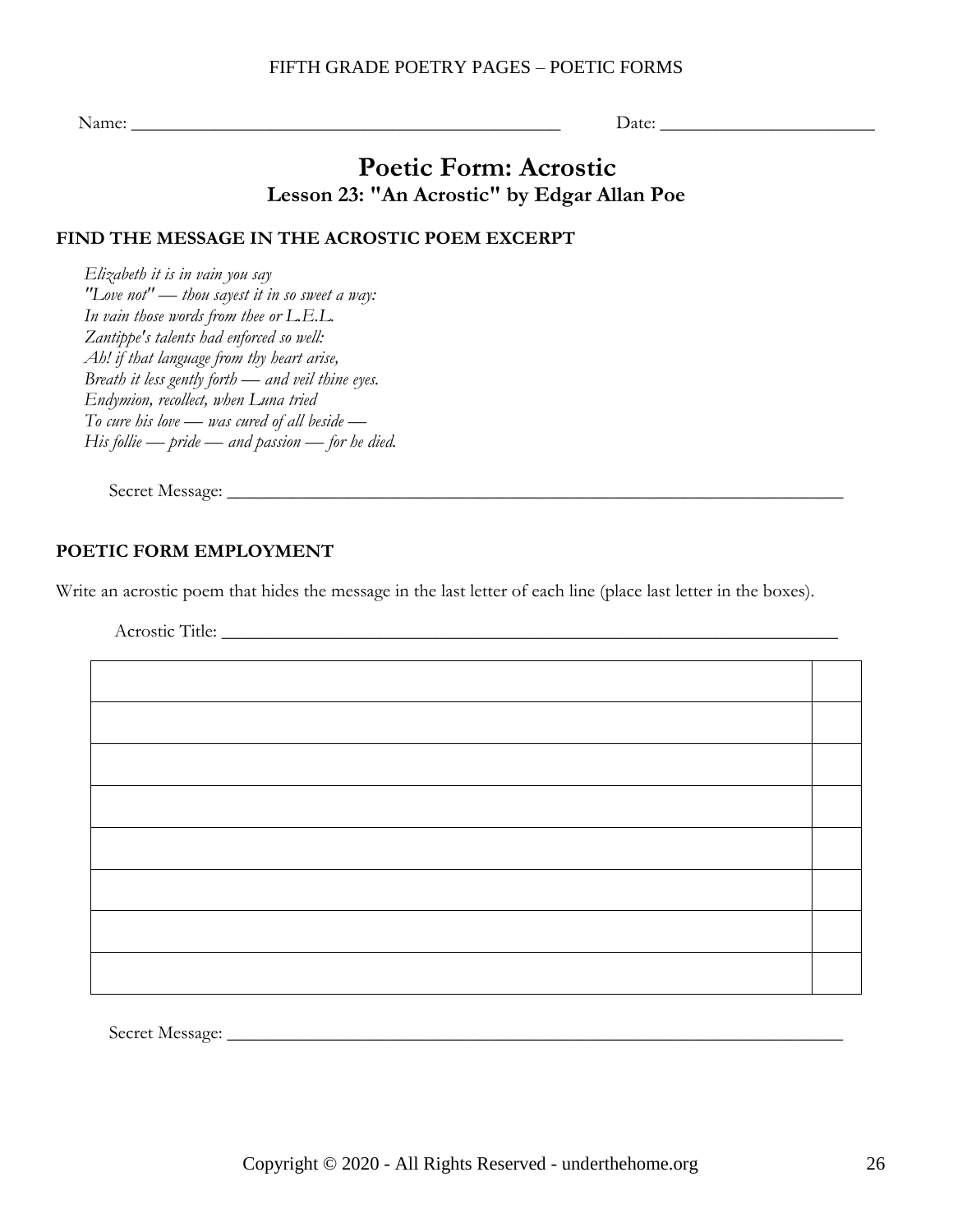Name: ______________________________________________ Date: ______________________

# Poetic Form: Acrostic

## Lesson 23: "An Acrostic" by Edgar Allan Poe

### FIND THE MESSAGE IN THE ACROSTIC POEM EXCERPT

*Elizabeth it is in vain you say*
*"Love not" — thou sayest it in so sweet a way:*
*In vain those words from thee or L.E.L.*
*Zantippe's talents had enforced so well:*
*Ah! if that language from thy heart arise,*
*Breath it less gently forth — and veil thine eyes.*
*Endymion, recollect, when Luna tried*
*To cure his love — was cured of all beside —*
*His follie — pride — and passion — for he died.*

Secret Message: ________________________________________________________________

### POETIC FORM EMPLOYMENT

Write an acrostic poem that hides the message in the last letter of each line (place last letter in the boxes).

Acrostic Title: ________________________________________________________________

| | |
|---|---|
| | |
| | |
| | |
| | |
| | |
| | |
| | |
| | |

Secret Message: ________________________________________________________________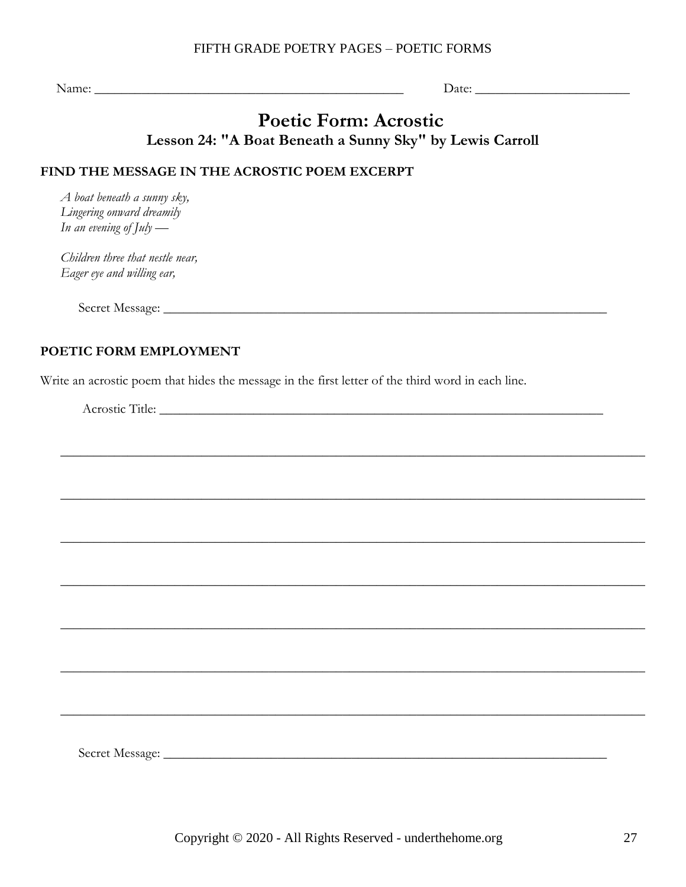Name: ______________________________________________ Date: ______________________

# Poetic Form: Acrostic

### Lesson 24: "A Boat Beneath a Sunny Sky" by Lewis Carroll

**FIND THE MESSAGE IN THE ACROSTIC POEM EXCERPT**

*A boat beneath a sunny sky,*
*Lingering onward dreamily*
*In an evening of July —*

*Children three that nestle near,*
*Eager eye and willing ear,*

Secret Message: ______________________________________________________________

**POETIC FORM EMPLOYMENT**

Write an acrostic poem that hides the message in the first letter of the third word in each line.

Acrostic Title: ______________________________________________________________

__________________________________________________________________________________

__________________________________________________________________________________

__________________________________________________________________________________

__________________________________________________________________________________

__________________________________________________________________________________

__________________________________________________________________________________

__________________________________________________________________________________

Secret Message: ______________________________________________________________

Copyright © 2020 - All Rights Reserved - underthehome.org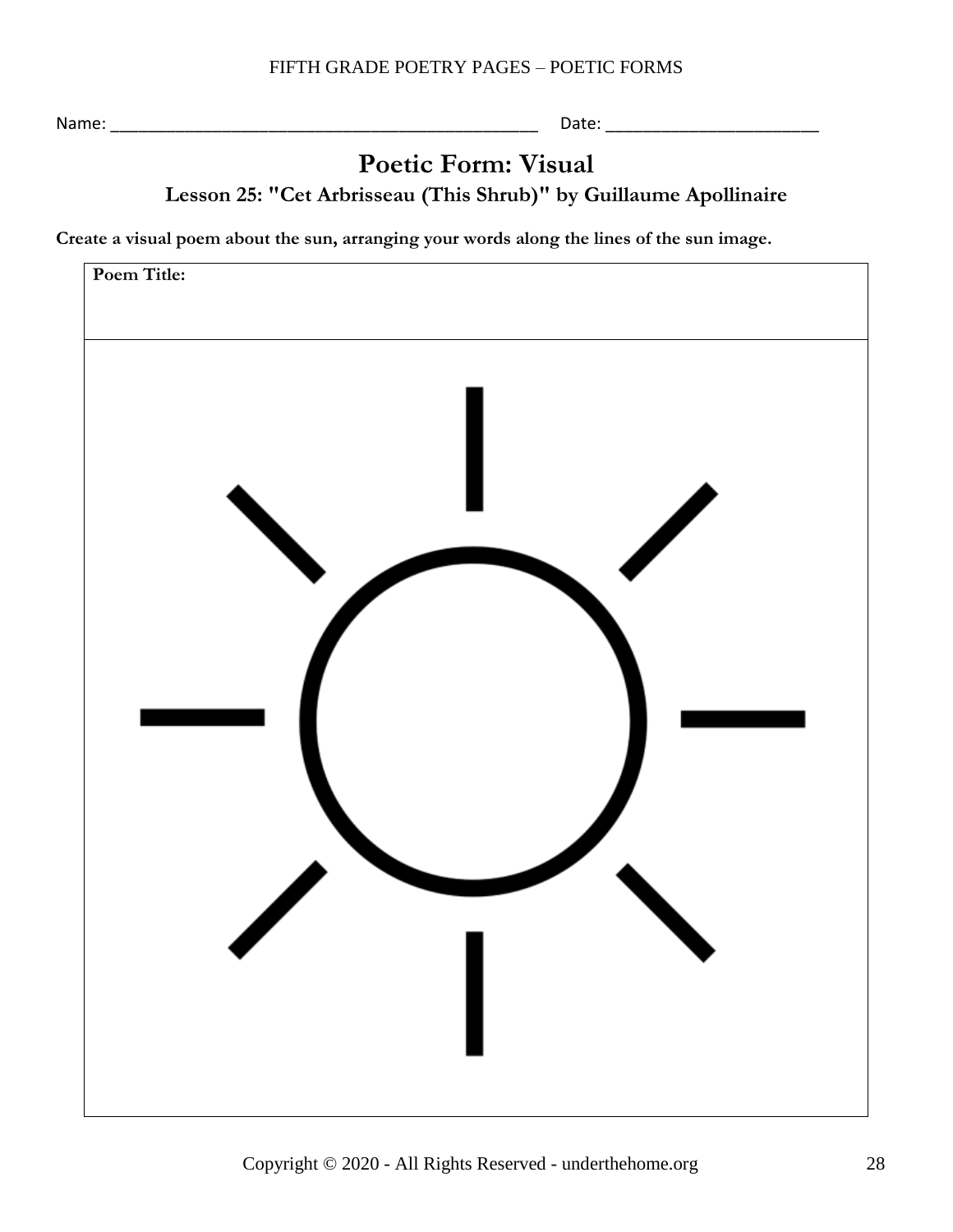Name: ________________________________________________ Date: ______________________

# Poetic Form: Visual

### Lesson 25: "Cet Arbrisseau (This Shrub)" by Guillaume Apollinaire

**Create a visual poem about the sun, arranging your words along the lines of the sun image.**

| **Poem Title:** |
| --- |
| |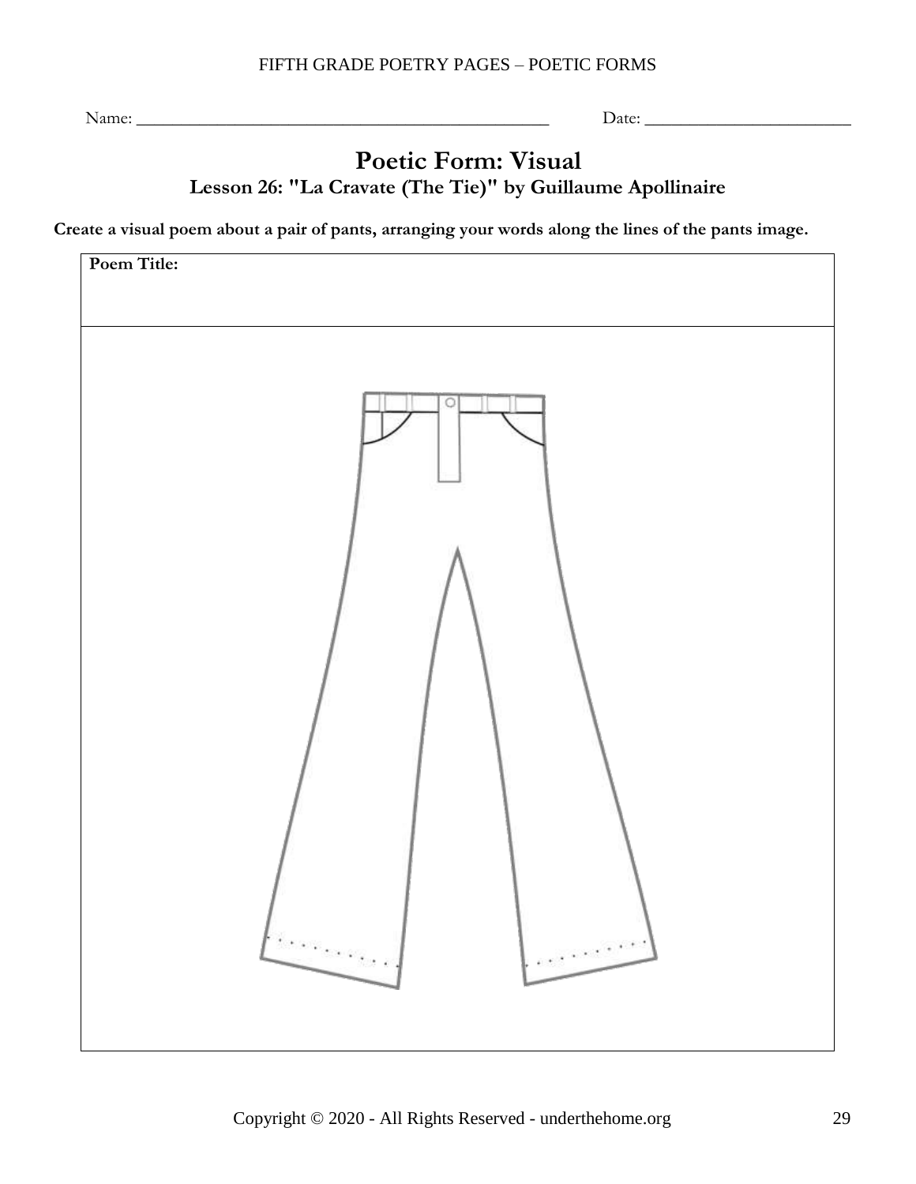Name: ______________________________ Date: ________________

# Poetic Form: Visual

## Lesson 26: "La Cravate (The Tie)" by Guillaume Apollinaire

**Create a visual poem about a pair of pants, arranging your words along the lines of the pants image.**

**Poem Title:**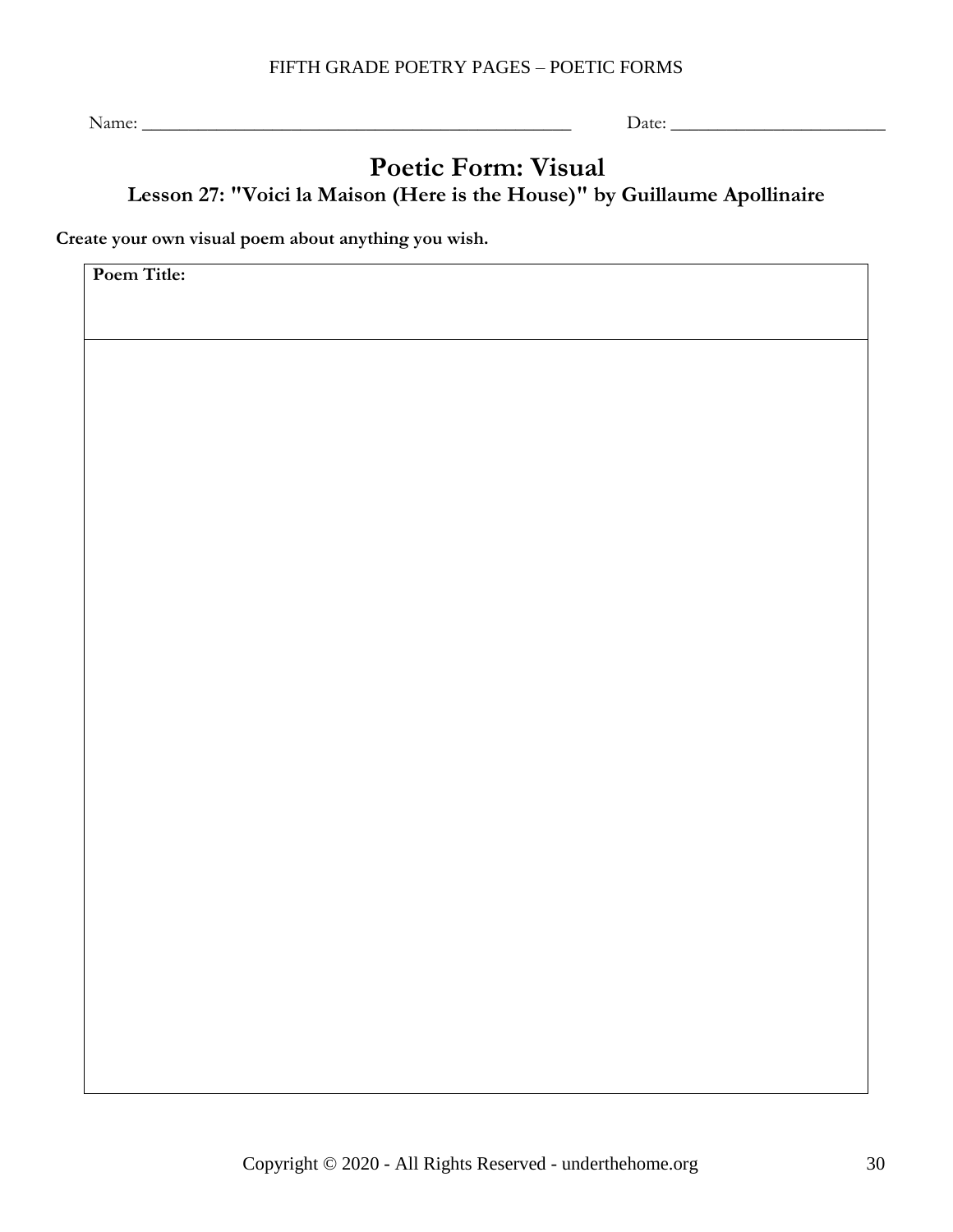Name: ______________________________ Date: ____________________

# Poetic Form: Visual

## Lesson 27: "Voici la Maison (Here is the House)" by Guillaume Apollinaire

**Create your own visual poem about anything you wish.**

| **Poem Title:** |
| --- |
| |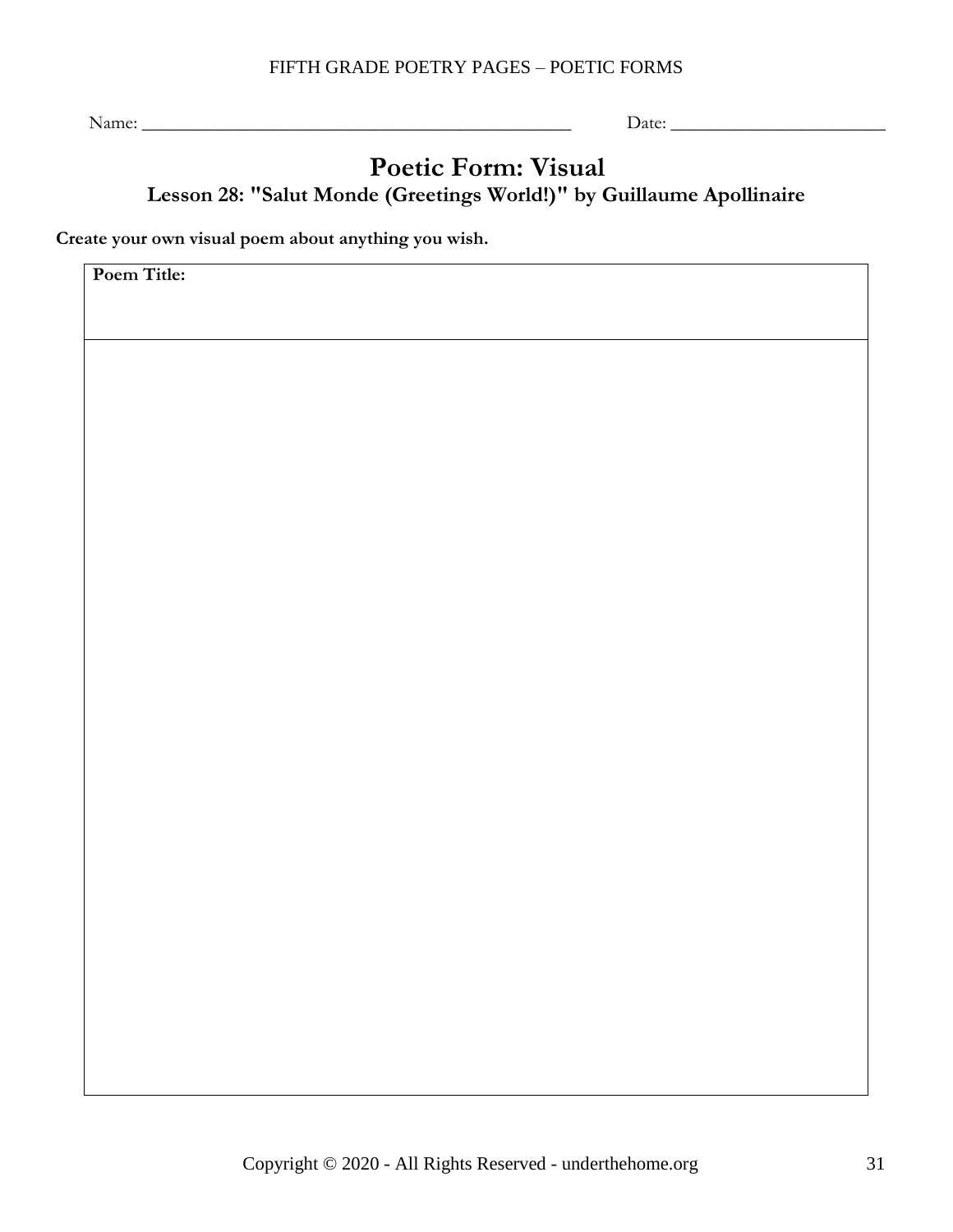Name: ________________________________________ Date: ____________________

# Poetic Form: Visual

## Lesson 28: "Salut Monde (Greetings World!)" by Guillaume Apollinaire

**Create your own visual poem about anything you wish.**

| **Poem Title:** |
| --- |
| |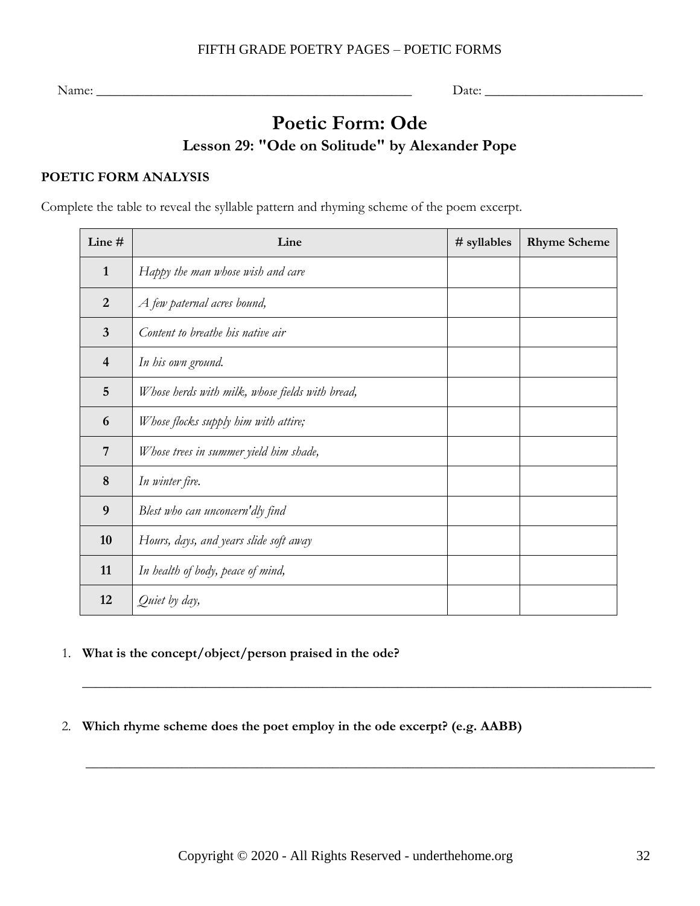Name: ________________________________________________ Date: ________________________

# Poetic Form: Ode

## Lesson 29: "Ode on Solitude" by Alexander Pope

### POETIC FORM ANALYSIS

Complete the table to reveal the syllable pattern and rhyming scheme of the poem excerpt.

| Line # | Line | # syllables | Rhyme Scheme |
|---|---|---|---|
| **1** | *Happy the man whose wish and care* | | |
| **2** | *A few paternal acres bound,* | | |
| **3** | *Content to breathe his native air* | | |
| **4** | *In his own ground.* | | |
| **5** | *Whose herds with milk, whose fields with bread,* | | |
| **6** | *Whose flocks supply him with attire;* | | |
| **7** | *Whose trees in summer yield him shade,* | | |
| **8** | *In winter fire.* | | |
| **9** | *Blest who can unconcern'dly find* | | |
| **10** | *Hours, days, and years slide soft away* | | |
| **11** | *In health of body, peace of mind,* | | |
| **12** | *Quiet by day,* | | |

1. **What is the concept/object/person praised in the ode?**

   ______________________________________________________________________________

2. **Which rhyme scheme does the poet employ in the ode excerpt? (e.g. AABB)**

   ______________________________________________________________________________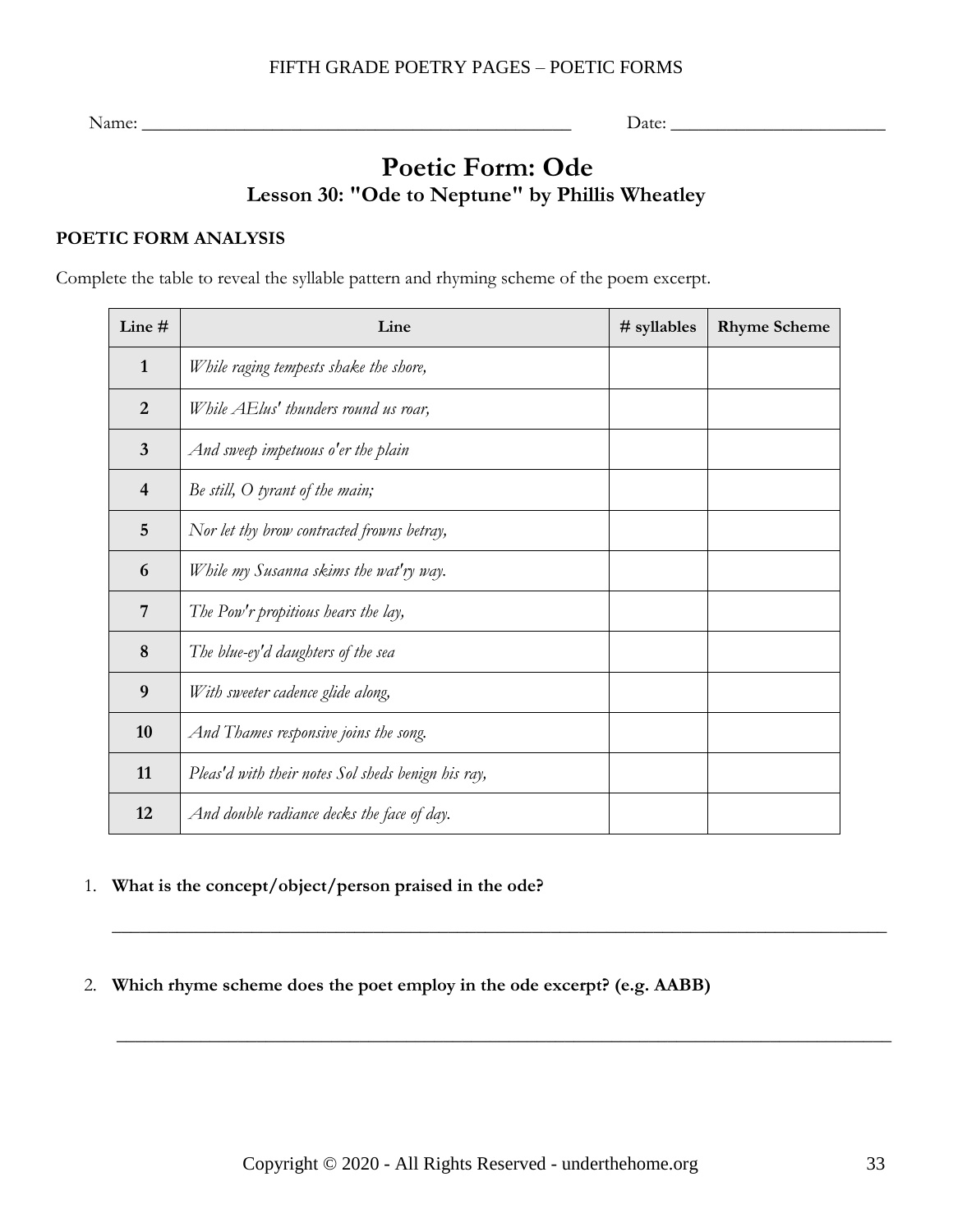Name: ________________________________________________ Date: ________________________

# Poetic Form: Ode

## Lesson 30: "Ode to Neptune" by Phillis Wheatley

**POETIC FORM ANALYSIS**

Complete the table to reveal the syllable pattern and rhyming scheme of the poem excerpt.

| Line # | Line | # syllables | Rhyme Scheme |
|---|---|---|---|
| **1** | *While raging tempests shake the shore,* | | |
| **2** | *While AElus' thunders round us roar,* | | |
| **3** | *And sweep impetuous o'er the plain* | | |
| **4** | *Be still, O tyrant of the main;* | | |
| **5** | *Nor let thy brow contracted frowns betray,* | | |
| **6** | *While my Susanna skims the wat'ry way.* | | |
| **7** | *The Pow'r propitious hears the lay,* | | |
| **8** | *The blue-ey'd daughters of the sea* | | |
| **9** | *With sweeter cadence glide along,* | | |
| **10** | *And Thames responsive joins the song.* | | |
| **11** | *Pleas'd with their notes Sol sheds benign his ray,* | | |
| **12** | *And double radiance decks the face of day.* | | |

1. **What is the concept/object/person praised in the ode?**

   ________________________________________________________________________________________

2. **Which rhyme scheme does the poet employ in the ode excerpt? (e.g. AABB)**

   ________________________________________________________________________________________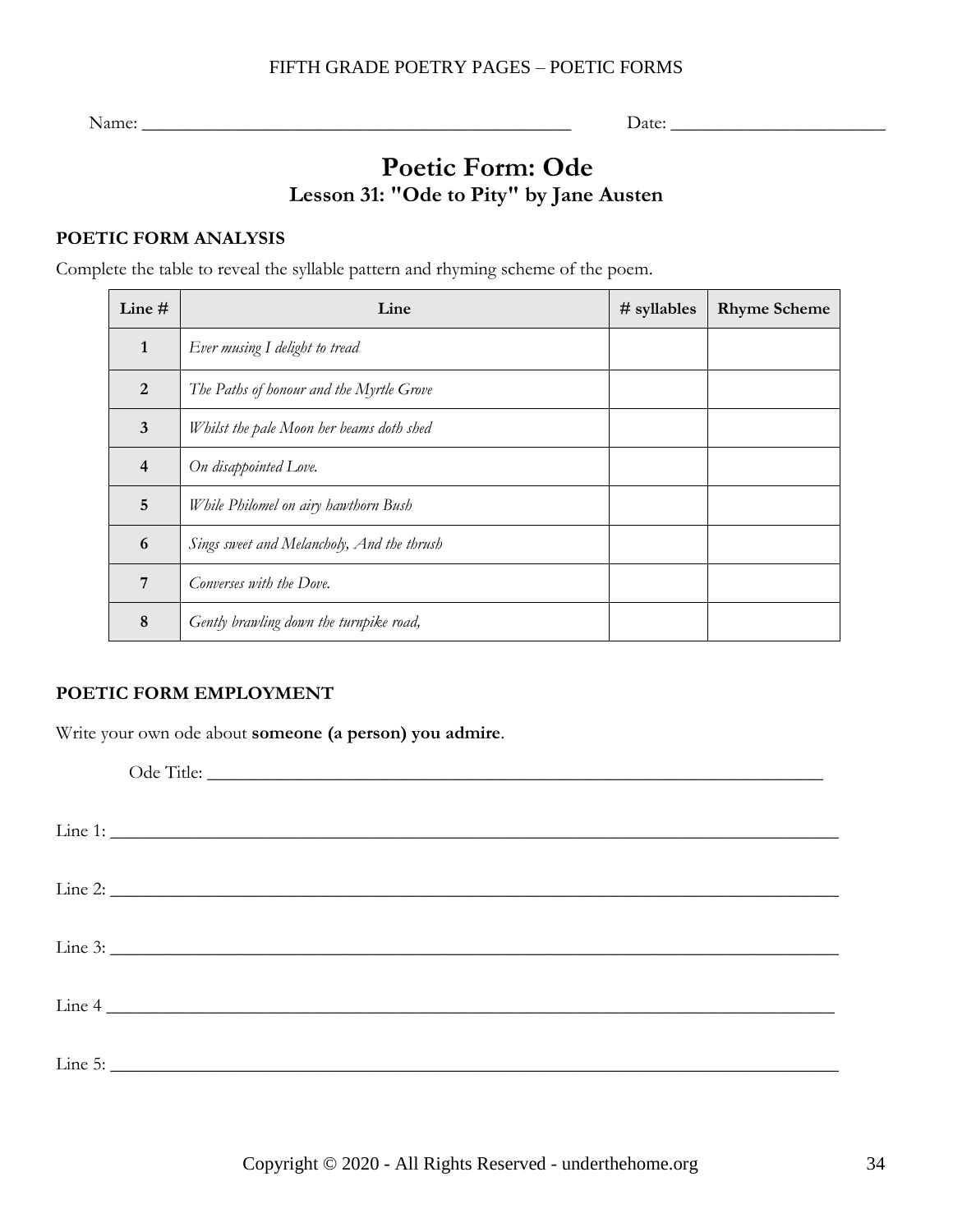Name: ________________________________________ Date: ____________________

# Poetic Form: Ode

## Lesson 31: "Ode to Pity" by Jane Austen

### POETIC FORM ANALYSIS

Complete the table to reveal the syllable pattern and rhyming scheme of the poem.

| Line # | Line | # syllables | Rhyme Scheme |
|---|---|---|---|
| 1 | *Ever musing I delight to tread* | | |
| 2 | *The Paths of honour and the Myrtle Grove* | | |
| 3 | *Whilst the pale Moon her beams doth shed* | | |
| 4 | *On disappointed Love.* | | |
| 5 | *While Philomel on airy hawthorn Bush* | | |
| 6 | *Sings sweet and Melancholy, And the thrush* | | |
| 7 | *Converses with the Dove.* | | |
| 8 | *Gently brawling down the turnpike road,* | | |

### POETIC FORM EMPLOYMENT

Write your own ode about **someone (a person) you admire**.

Ode Title: ________________________________________________________________

Line 1: ____________________________________________________________________

Line 2: ____________________________________________________________________

Line 3: ____________________________________________________________________

Line 4 ____________________________________________________________________

Line 5: ____________________________________________________________________

Copyright © 2020 - All Rights Reserved - underthehome.org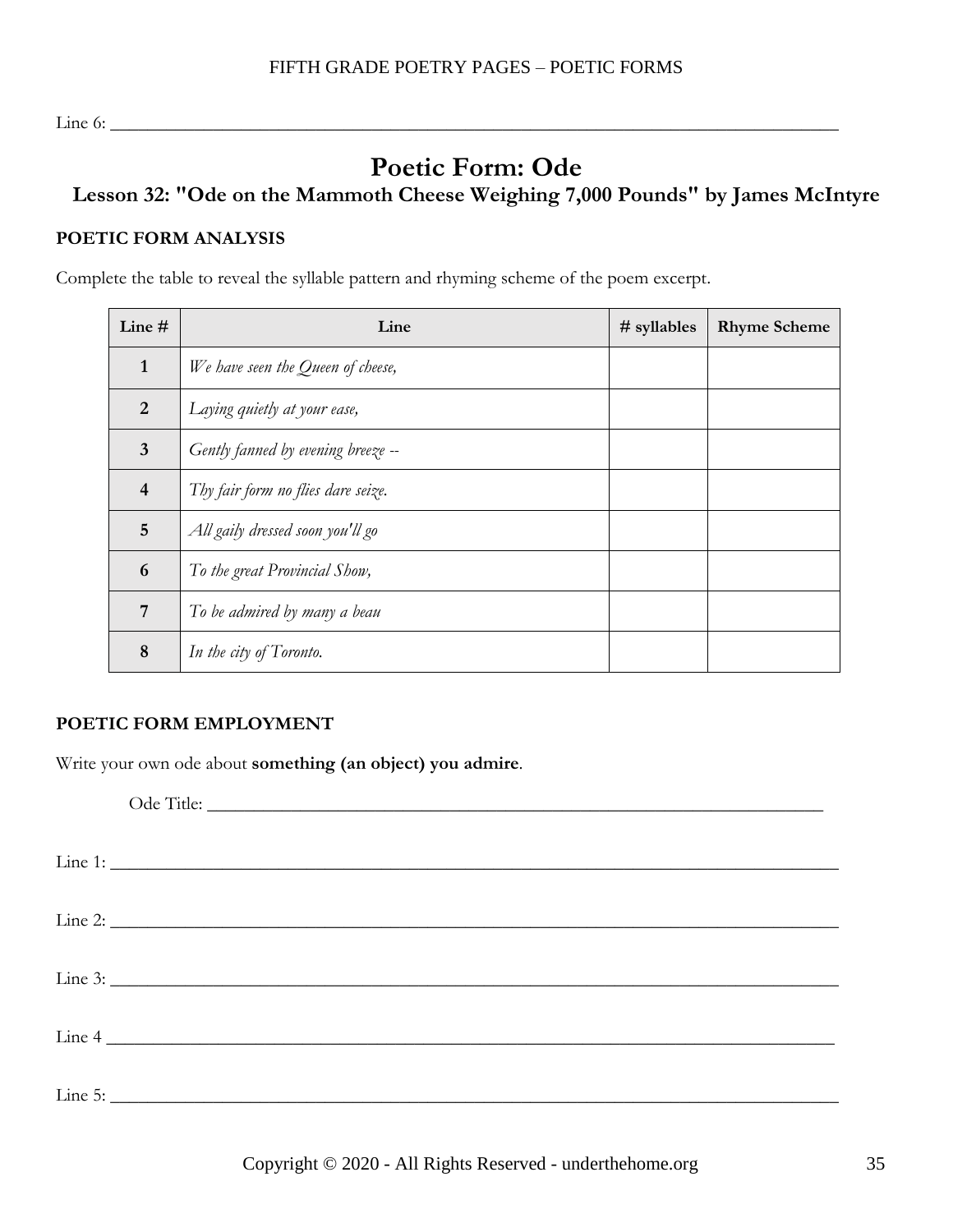Line 6: ___________________________________________________________________________

# Poetic Form: Ode

## Lesson 32: "Ode on the Mammoth Cheese Weighing 7,000 Pounds" by James McIntyre

### POETIC FORM ANALYSIS

Complete the table to reveal the syllable pattern and rhyming scheme of the poem excerpt.

| Line # | Line | # syllables | Rhyme Scheme |
|---|---|---|---|
| **1** | *We have seen the Queen of cheese,* | | |
| **2** | *Laying quietly at your ease,* | | |
| **3** | *Gently fanned by evening breeze --* | | |
| **4** | *Thy fair form no flies dare seize.* | | |
| **5** | *All gaily dressed soon you'll go* | | |
| **6** | *To the great Provincial Show,* | | |
| **7** | *To be admired by many a beau* | | |
| **8** | *In the city of Toronto.* | | |

### POETIC FORM EMPLOYMENT

Write your own ode about **something (an object) you admire**.

Ode Title: ___________________________________________________________________

Line 1: ___________________________________________________________________________

Line 2: ___________________________________________________________________________

Line 3: ___________________________________________________________________________

Line 4 ___________________________________________________________________________

Line 5: ___________________________________________________________________________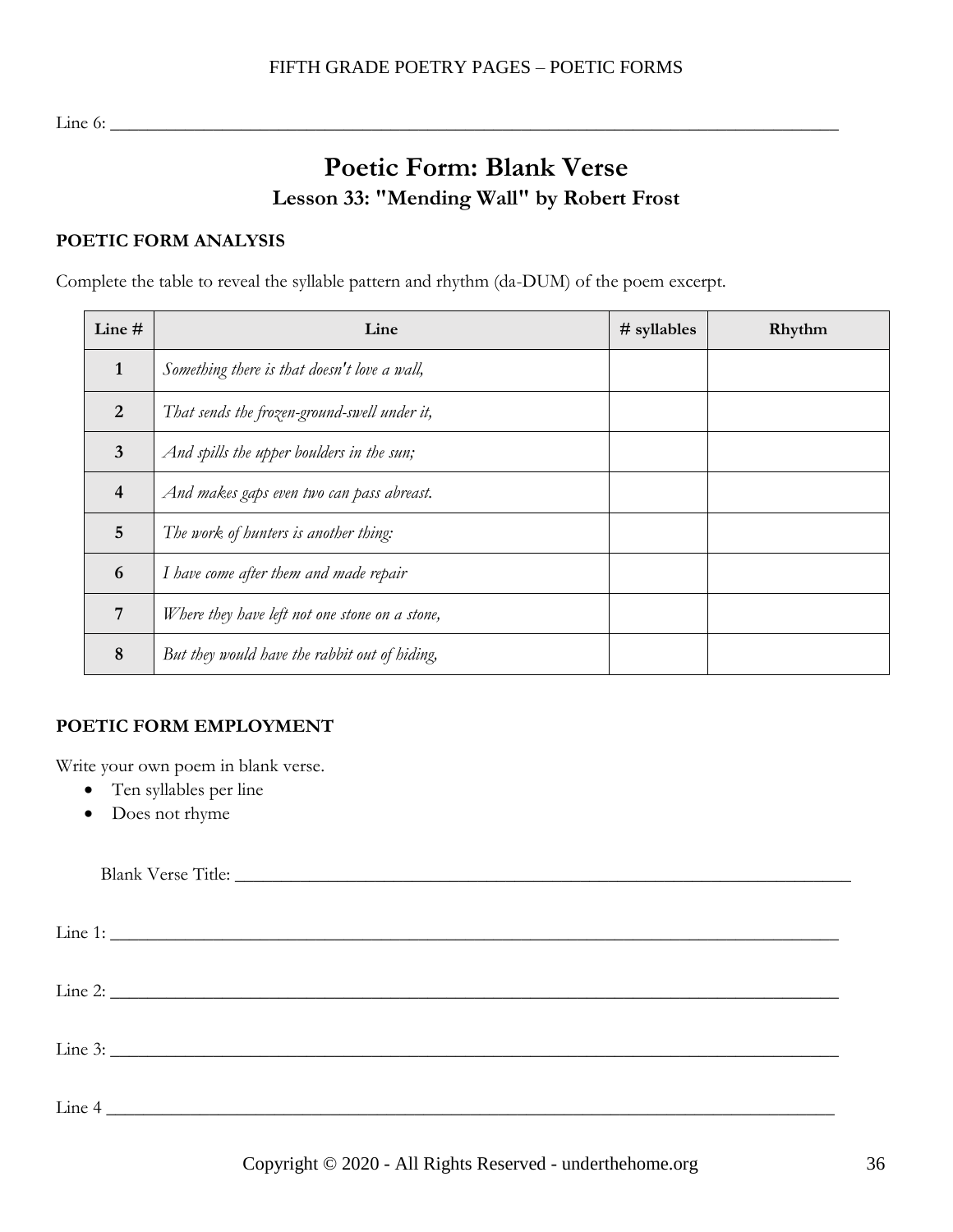Line 6: ______________________________________________________________________________

# Poetic Form: Blank Verse

## Lesson 33: "Mending Wall" by Robert Frost

**POETIC FORM ANALYSIS**

Complete the table to reveal the syllable pattern and rhythm (da-DUM) of the poem excerpt.

| Line # | Line | # syllables | Rhythm |
|---|---|---|---|
| 1 | *Something there is that doesn't love a wall,* | | |
| 2 | *That sends the frozen-ground-swell under it,* | | |
| 3 | *And spills the upper boulders in the sun;* | | |
| 4 | *And makes gaps even two can pass abreast.* | | |
| 5 | *The work of hunters is another thing:* | | |
| 6 | *I have come after them and made repair* | | |
| 7 | *Where they have left not one stone on a stone,* | | |
| 8 | *But they would have the rabbit out of hiding,* | | |

**POETIC FORM EMPLOYMENT**

Write your own poem in blank verse.

- Ten syllables per line
- Does not rhyme

Blank Verse Title: ______________________________________________________________

Line 1: ______________________________________________________________________________

Line 2: ______________________________________________________________________________

Line 3: ______________________________________________________________________________

Line 4 ______________________________________________________________________________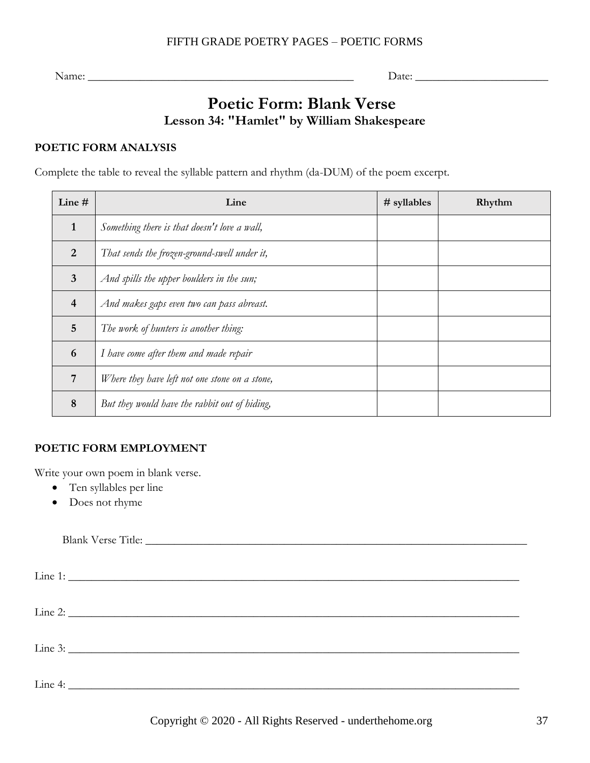Name: ______________________________________________ Date: _______________________

# Poetic Form: Blank Verse

## Lesson 34: "Hamlet" by William Shakespeare

### POETIC FORM ANALYSIS

Complete the table to reveal the syllable pattern and rhythm (da-DUM) of the poem excerpt.

| Line # | Line | # syllables | Rhythm |
|---|---|---|---|
| **1** | *Something there is that doesn't love a wall,* | | |
| **2** | *That sends the frozen-ground-swell under it,* | | |
| **3** | *And spills the upper boulders in the sun;* | | |
| **4** | *And makes gaps even two can pass abreast.* | | |
| **5** | *The work of hunters is another thing:* | | |
| **6** | *I have come after them and made repair* | | |
| **7** | *Where they have left not one stone on a stone,* | | |
| **8** | *But they would have the rabbit out of hiding,* | | |

### POETIC FORM EMPLOYMENT

Write your own poem in blank verse.

- Ten syllables per line
- Does not rhyme

Blank Verse Title: ________________________________________________________________

Line 1: ______________________________________________________________________

Line 2: ______________________________________________________________________

Line 3: ______________________________________________________________________

Line 4: ______________________________________________________________________

Copyright © 2020 - All Rights Reserved - underthehome.org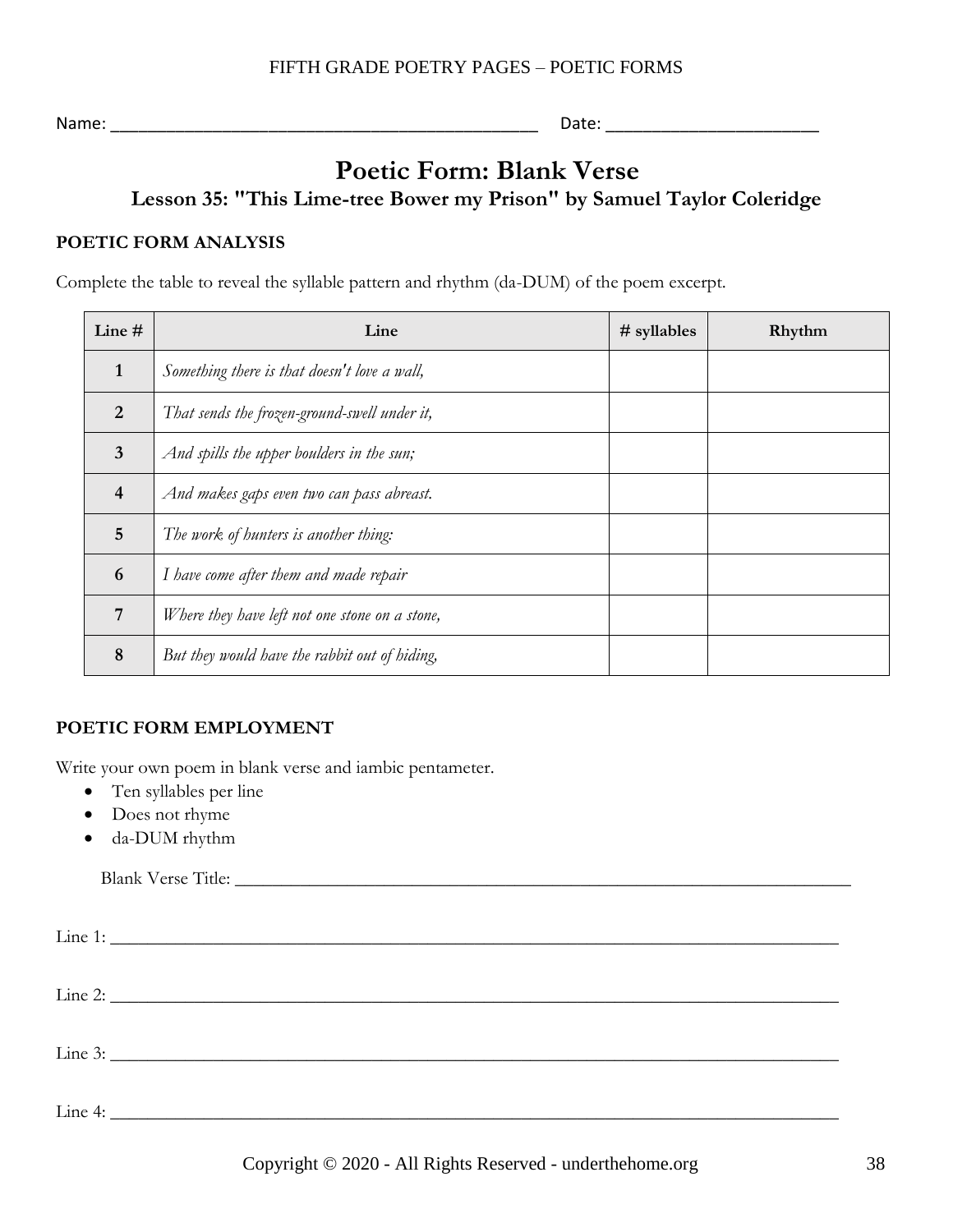Name: ______________________________________________ Date: ______________________

# Poetic Form: Blank Verse

### Lesson 35: "This Lime-tree Bower my Prison" by Samuel Taylor Coleridge

**POETIC FORM ANALYSIS**

Complete the table to reveal the syllable pattern and rhythm (da-DUM) of the poem excerpt.

| Line # | Line | # syllables | Rhythm |
|---|---|---|---|
| **1** | *Something there is that doesn't love a wall,* | | |
| **2** | *That sends the frozen-ground-swell under it,* | | |
| **3** | *And spills the upper boulders in the sun;* | | |
| **4** | *And makes gaps even two can pass abreast.* | | |
| **5** | *The work of hunters is another thing:* | | |
| **6** | *I have come after them and made repair* | | |
| **7** | *Where they have left not one stone on a stone,* | | |
| **8** | *But they would have the rabbit out of hiding,* | | |

**POETIC FORM EMPLOYMENT**

Write your own poem in blank verse and iambic pentameter.

- Ten syllables per line
- Does not rhyme
- da-DUM rhythm

Blank Verse Title: ______________________________________________________________

Line 1: ____________________________________________________________________

Line 2: ____________________________________________________________________

Line 3: ____________________________________________________________________

Line 4: ____________________________________________________________________

Copyright © 2020 - All Rights Reserved - underthehome.org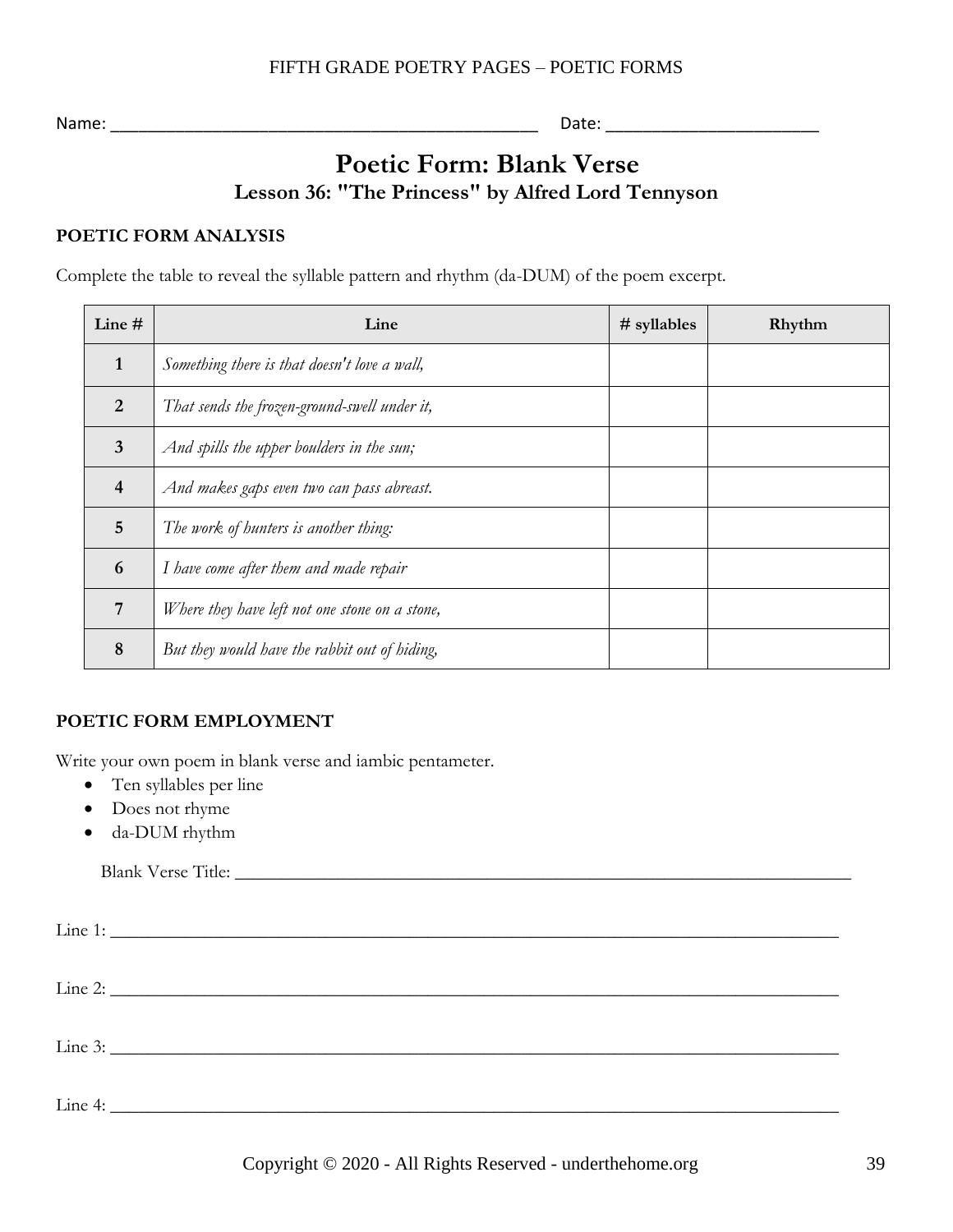Name: _______________________________________________ Date: ______________________

# Poetic Form: Blank Verse

### Lesson 36: "The Princess" by Alfred Lord Tennyson

**POETIC FORM ANALYSIS**

Complete the table to reveal the syllable pattern and rhythm (da-DUM) of the poem excerpt.

| Line # | Line | # syllables | Rhythm |
|---|---|---|---|
| **1** | *Something there is that doesn't love a wall,* | | |
| **2** | *That sends the frozen-ground-swell under it,* | | |
| **3** | *And spills the upper boulders in the sun;* | | |
| **4** | *And makes gaps even two can pass abreast.* | | |
| **5** | *The work of hunters is another thing:* | | |
| **6** | *I have come after them and made repair* | | |
| **7** | *Where they have left not one stone on a stone,* | | |
| **8** | *But they would have the rabbit out of hiding,* | | |

**POETIC FORM EMPLOYMENT**

Write your own poem in blank verse and iambic pentameter.

- Ten syllables per line
- Does not rhyme
- da-DUM rhythm

Blank Verse Title: ______________________________________________

Line 1: ______________________________________________

Line 2: ______________________________________________

Line 3: ______________________________________________

Line 4: ______________________________________________

Copyright © 2020 - All Rights Reserved - underthehome.org